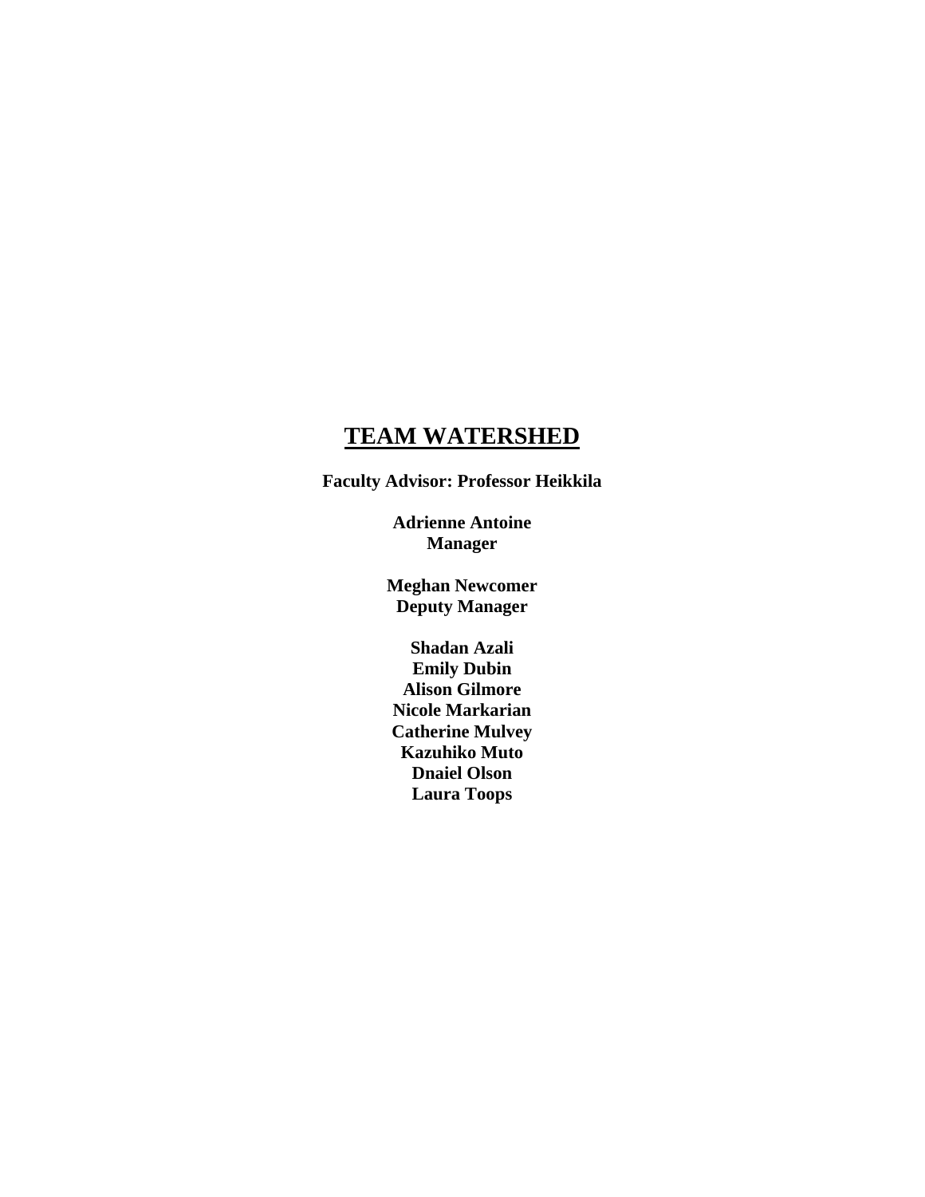# TEAM WATERSHED

**Faculty Advisor: Professor Heikkila**

**Adrienne Antoine**
**Manager**

**Meghan Newcomer**
**Deputy Manager**

**Shadan Azali**
**Emily Dubin**
**Alison Gilmore**
**Nicole Markarian**
**Catherine Mulvey**
**Kazuhiko Muto**
**Dnaiel Olson**
**Laura Toops**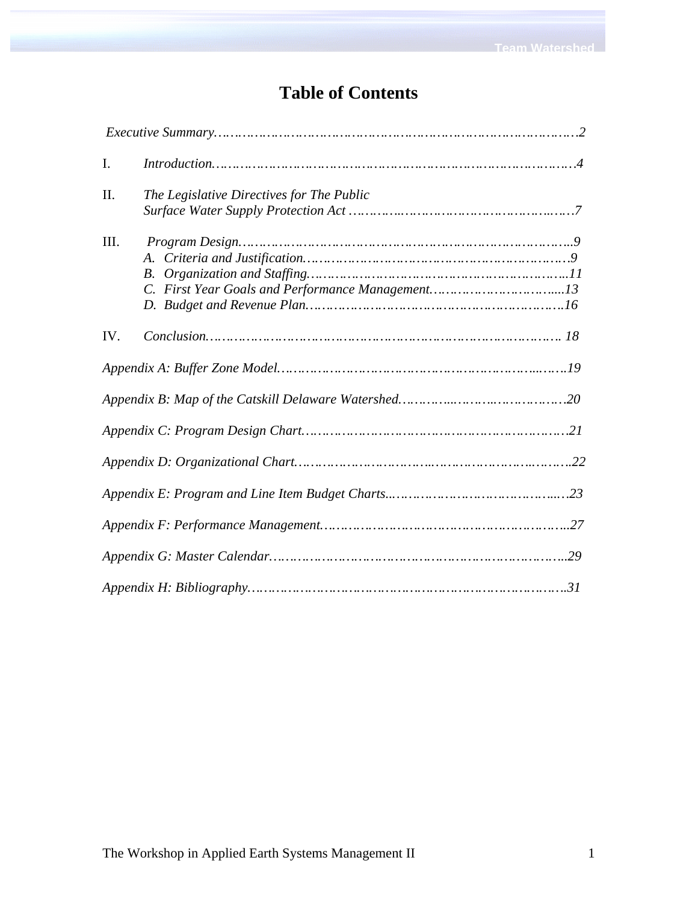# Table of Contents

*Executive Summary……………………………………………………………………………….2*

I. *Introduction…………………………………………………………………………………4*

II. *The Legislative Directives for The Public Surface Water Supply Protection Act ………………………………………………….7*

III. *Program Design………………………………………………………………………...9*
   - *A. Criteria and Justification…………………………………………………………….9*
   - *B. Organization and Staffing…………………………………………………………..11*
   - *C. First Year Goals and Performance Management…………………………….....13*
   - *D. Budget and Revenue Plan…………………………………………………………..16*

IV. *Conclusion……………………………………………………………………………. 18*

*Appendix A: Buffer Zone Model…………………………………………………………...….19*

*Appendix B: Map of the Catskill Delaware Watershed………………………………….20*

*Appendix C: Program Design Chart…………………………………………………………….21*

*Appendix D: Organizational Chart…………………………………………………………..22*

*Appendix E: Program and Line Item Budget Charts...……………………………………...…23*

*Appendix F: Performance Management……………………………………………………..27*

*Appendix G: Master Calendar…………………………………………………………………..29*

*Appendix H: Bibliography………………………………………………………………………..31*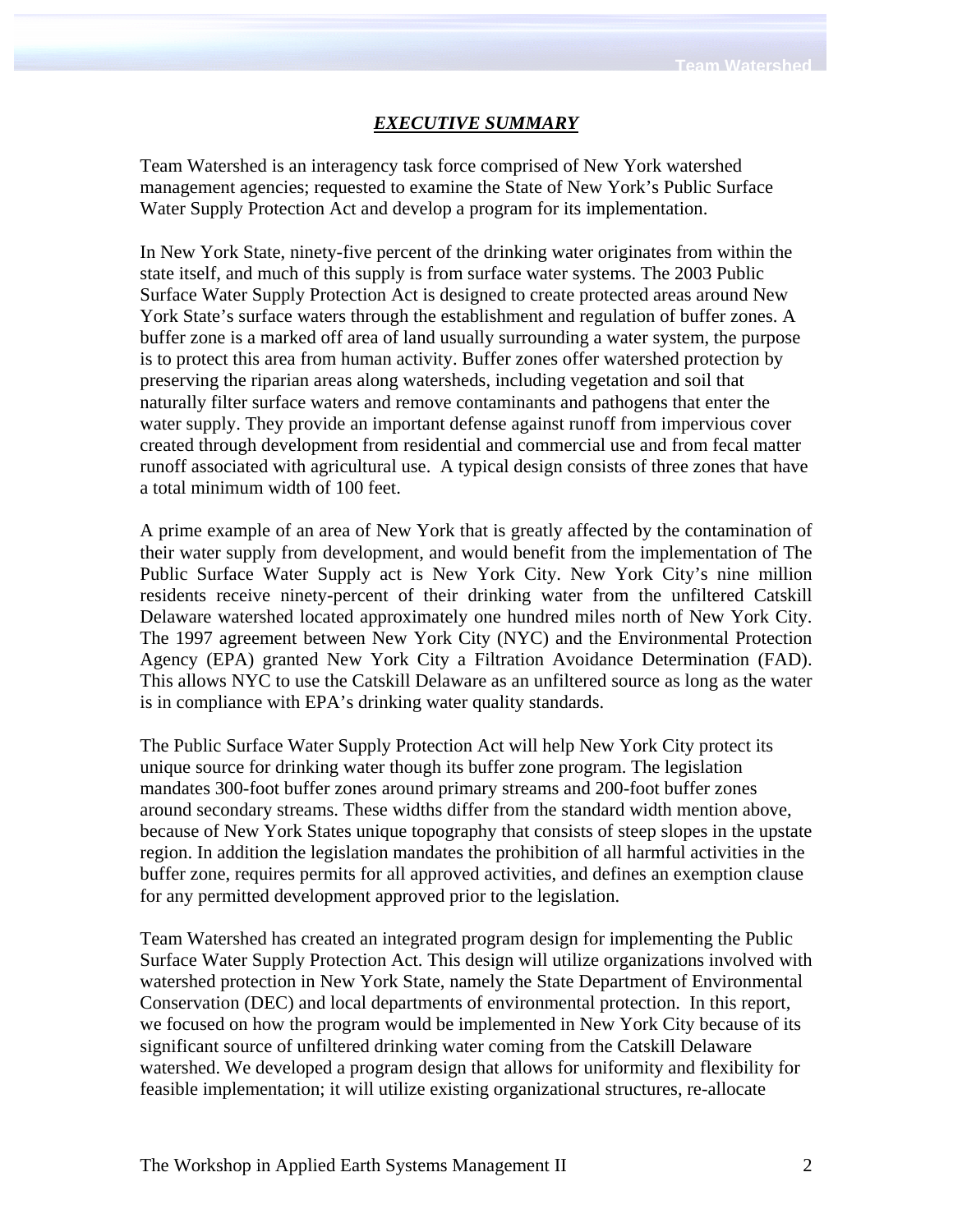## ***EXECUTIVE SUMMARY***

Team Watershed is an interagency task force comprised of New York watershed management agencies; requested to examine the State of New York's Public Surface Water Supply Protection Act and develop a program for its implementation.

In New York State, ninety-five percent of the drinking water originates from within the state itself, and much of this supply is from surface water systems. The 2003 Public Surface Water Supply Protection Act is designed to create protected areas around New York State's surface waters through the establishment and regulation of buffer zones. A buffer zone is a marked off area of land usually surrounding a water system, the purpose is to protect this area from human activity. Buffer zones offer watershed protection by preserving the riparian areas along watersheds, including vegetation and soil that naturally filter surface waters and remove contaminants and pathogens that enter the water supply. They provide an important defense against runoff from impervious cover created through development from residential and commercial use and from fecal matter runoff associated with agricultural use. A typical design consists of three zones that have a total minimum width of 100 feet.

A prime example of an area of New York that is greatly affected by the contamination of their water supply from development, and would benefit from the implementation of The Public Surface Water Supply act is New York City. New York City's nine million residents receive ninety-percent of their drinking water from the unfiltered Catskill Delaware watershed located approximately one hundred miles north of New York City. The 1997 agreement between New York City (NYC) and the Environmental Protection Agency (EPA) granted New York City a Filtration Avoidance Determination (FAD). This allows NYC to use the Catskill Delaware as an unfiltered source as long as the water is in compliance with EPA's drinking water quality standards.

The Public Surface Water Supply Protection Act will help New York City protect its unique source for drinking water though its buffer zone program. The legislation mandates 300-foot buffer zones around primary streams and 200-foot buffer zones around secondary streams. These widths differ from the standard width mention above, because of New York States unique topography that consists of steep slopes in the upstate region. In addition the legislation mandates the prohibition of all harmful activities in the buffer zone, requires permits for all approved activities, and defines an exemption clause for any permitted development approved prior to the legislation.

Team Watershed has created an integrated program design for implementing the Public Surface Water Supply Protection Act. This design will utilize organizations involved with watershed protection in New York State, namely the State Department of Environmental Conservation (DEC) and local departments of environmental protection. In this report, we focused on how the program would be implemented in New York City because of its significant source of unfiltered drinking water coming from the Catskill Delaware watershed. We developed a program design that allows for uniformity and flexibility for feasible implementation; it will utilize existing organizational structures, re-allocate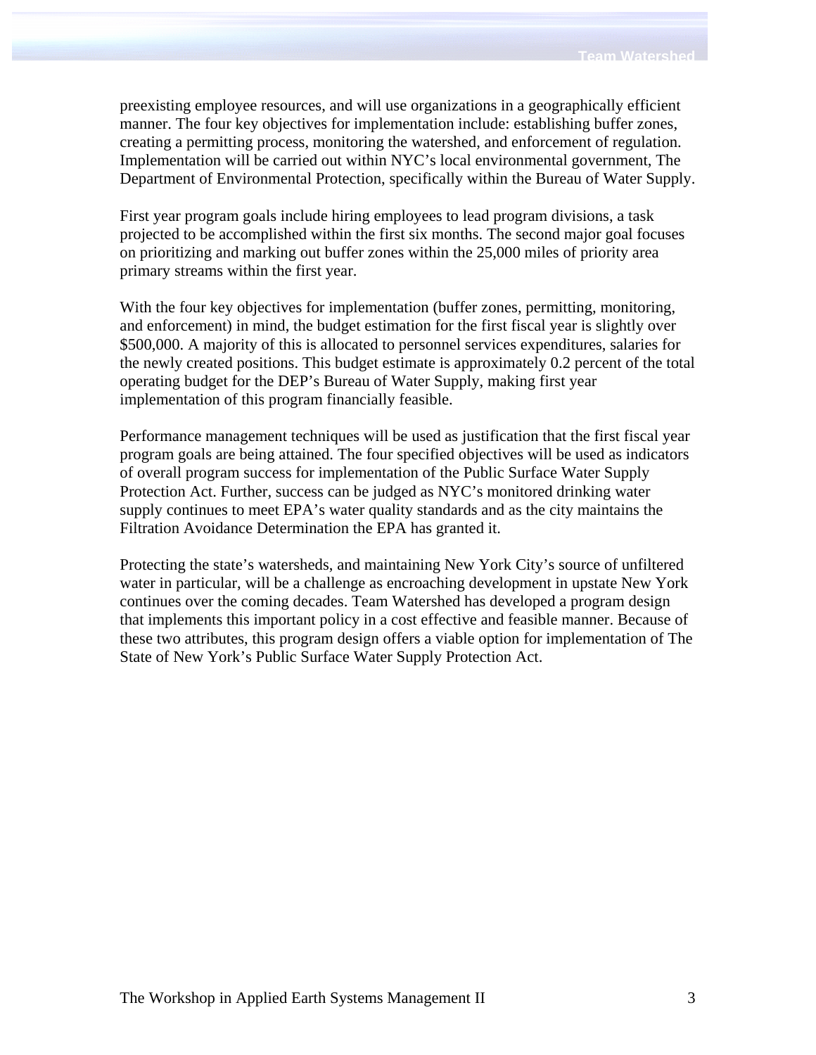preexisting employee resources, and will use organizations in a geographically efficient manner. The four key objectives for implementation include: establishing buffer zones, creating a permitting process, monitoring the watershed, and enforcement of regulation. Implementation will be carried out within NYC's local environmental government, The Department of Environmental Protection, specifically within the Bureau of Water Supply.

First year program goals include hiring employees to lead program divisions, a task projected to be accomplished within the first six months. The second major goal focuses on prioritizing and marking out buffer zones within the 25,000 miles of priority area primary streams within the first year.

With the four key objectives for implementation (buffer zones, permitting, monitoring, and enforcement) in mind, the budget estimation for the first fiscal year is slightly over $500,000. A majority of this is allocated to personnel services expenditures, salaries for the newly created positions. This budget estimate is approximately 0.2 percent of the total operating budget for the DEP's Bureau of Water Supply, making first year implementation of this program financially feasible.

Performance management techniques will be used as justification that the first fiscal year program goals are being attained. The four specified objectives will be used as indicators of overall program success for implementation of the Public Surface Water Supply Protection Act. Further, success can be judged as NYC's monitored drinking water supply continues to meet EPA's water quality standards and as the city maintains the Filtration Avoidance Determination the EPA has granted it.

Protecting the state's watersheds, and maintaining New York City's source of unfiltered water in particular, will be a challenge as encroaching development in upstate New York continues over the coming decades. Team Watershed has developed a program design that implements this important policy in a cost effective and feasible manner. Because of these two attributes, this program design offers a viable option for implementation of The State of New York's Public Surface Water Supply Protection Act.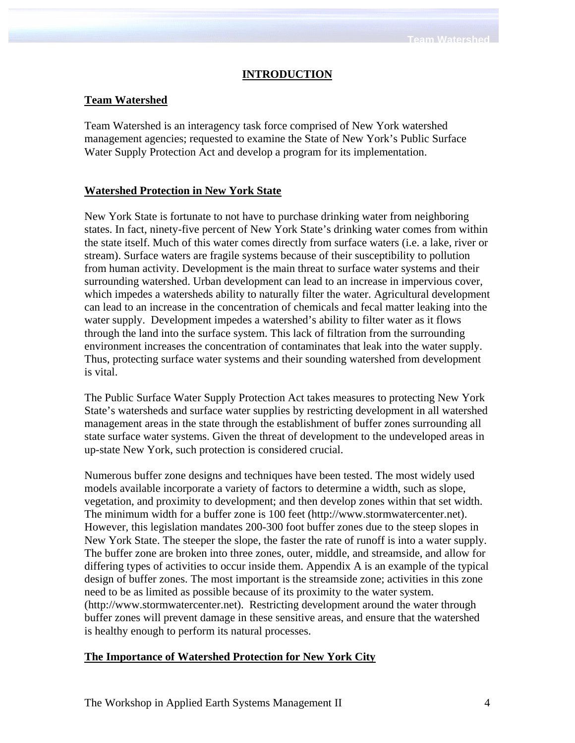# INTRODUCTION

## Team Watershed

Team Watershed is an interagency task force comprised of New York watershed management agencies; requested to examine the State of New York's Public Surface Water Supply Protection Act and develop a program for its implementation.

## Watershed Protection in New York State

New York State is fortunate to not have to purchase drinking water from neighboring states. In fact, ninety-five percent of New York State's drinking water comes from within the state itself. Much of this water comes directly from surface waters (i.e. a lake, river or stream). Surface waters are fragile systems because of their susceptibility to pollution from human activity. Development is the main threat to surface water systems and their surrounding watershed. Urban development can lead to an increase in impervious cover, which impedes a watersheds ability to naturally filter the water. Agricultural development can lead to an increase in the concentration of chemicals and fecal matter leaking into the water supply. Development impedes a watershed's ability to filter water as it flows through the land into the surface system. This lack of filtration from the surrounding environment increases the concentration of contaminates that leak into the water supply. Thus, protecting surface water systems and their sounding watershed from development is vital.

The Public Surface Water Supply Protection Act takes measures to protecting New York State's watersheds and surface water supplies by restricting development in all watershed management areas in the state through the establishment of buffer zones surrounding all state surface water systems. Given the threat of development to the undeveloped areas in up-state New York, such protection is considered crucial.

Numerous buffer zone designs and techniques have been tested. The most widely used models available incorporate a variety of factors to determine a width, such as slope, vegetation, and proximity to development; and then develop zones within that set width. The minimum width for a buffer zone is 100 feet (http://www.stormwatercenter.net). However, this legislation mandates 200-300 foot buffer zones due to the steep slopes in New York State. The steeper the slope, the faster the rate of runoff is into a water supply. The buffer zone are broken into three zones, outer, middle, and streamside, and allow for differing types of activities to occur inside them. Appendix A is an example of the typical design of buffer zones. The most important is the streamside zone; activities in this zone need to be as limited as possible because of its proximity to the water system. (http://www.stormwatercenter.net). Restricting development around the water through buffer zones will prevent damage in these sensitive areas, and ensure that the watershed is healthy enough to perform its natural processes.

## The Importance of Watershed Protection for New York City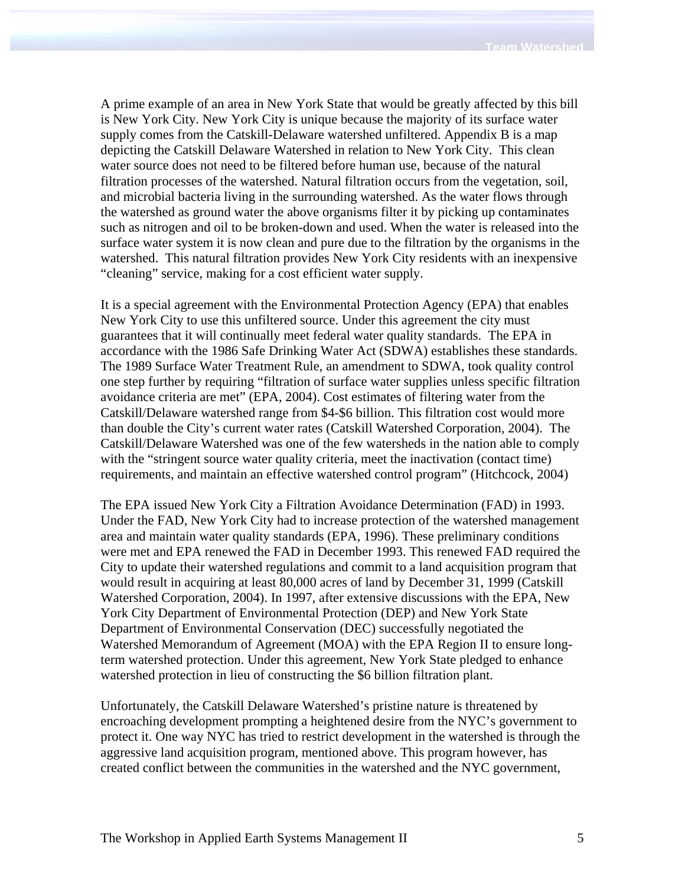A prime example of an area in New York State that would be greatly affected by this bill is New York City. New York City is unique because the majority of its surface water supply comes from the Catskill-Delaware watershed unfiltered. Appendix B is a map depicting the Catskill Delaware Watershed in relation to New York City. This clean water source does not need to be filtered before human use, because of the natural filtration processes of the watershed. Natural filtration occurs from the vegetation, soil, and microbial bacteria living in the surrounding watershed. As the water flows through the watershed as ground water the above organisms filter it by picking up contaminates such as nitrogen and oil to be broken-down and used. When the water is released into the surface water system it is now clean and pure due to the filtration by the organisms in the watershed. This natural filtration provides New York City residents with an inexpensive "cleaning" service, making for a cost efficient water supply.

It is a special agreement with the Environmental Protection Agency (EPA) that enables New York City to use this unfiltered source. Under this agreement the city must guarantees that it will continually meet federal water quality standards. The EPA in accordance with the 1986 Safe Drinking Water Act (SDWA) establishes these standards. The 1989 Surface Water Treatment Rule, an amendment to SDWA, took quality control one step further by requiring "filtration of surface water supplies unless specific filtration avoidance criteria are met" (EPA, 2004). Cost estimates of filtering water from the Catskill/Delaware watershed range from \$4-\$6 billion. This filtration cost would more than double the City's current water rates (Catskill Watershed Corporation, 2004). The Catskill/Delaware Watershed was one of the few watersheds in the nation able to comply with the "stringent source water quality criteria, meet the inactivation (contact time) requirements, and maintain an effective watershed control program" (Hitchcock, 2004)

The EPA issued New York City a Filtration Avoidance Determination (FAD) in 1993. Under the FAD, New York City had to increase protection of the watershed management area and maintain water quality standards (EPA, 1996). These preliminary conditions were met and EPA renewed the FAD in December 1993. This renewed FAD required the City to update their watershed regulations and commit to a land acquisition program that would result in acquiring at least 80,000 acres of land by December 31, 1999 (Catskill Watershed Corporation, 2004). In 1997, after extensive discussions with the EPA, New York City Department of Environmental Protection (DEP) and New York State Department of Environmental Conservation (DEC) successfully negotiated the Watershed Memorandum of Agreement (MOA) with the EPA Region II to ensure long-term watershed protection. Under this agreement, New York State pledged to enhance watershed protection in lieu of constructing the \$6 billion filtration plant.

Unfortunately, the Catskill Delaware Watershed's pristine nature is threatened by encroaching development prompting a heightened desire from the NYC's government to protect it. One way NYC has tried to restrict development in the watershed is through the aggressive land acquisition program, mentioned above. This program however, has created conflict between the communities in the watershed and the NYC government,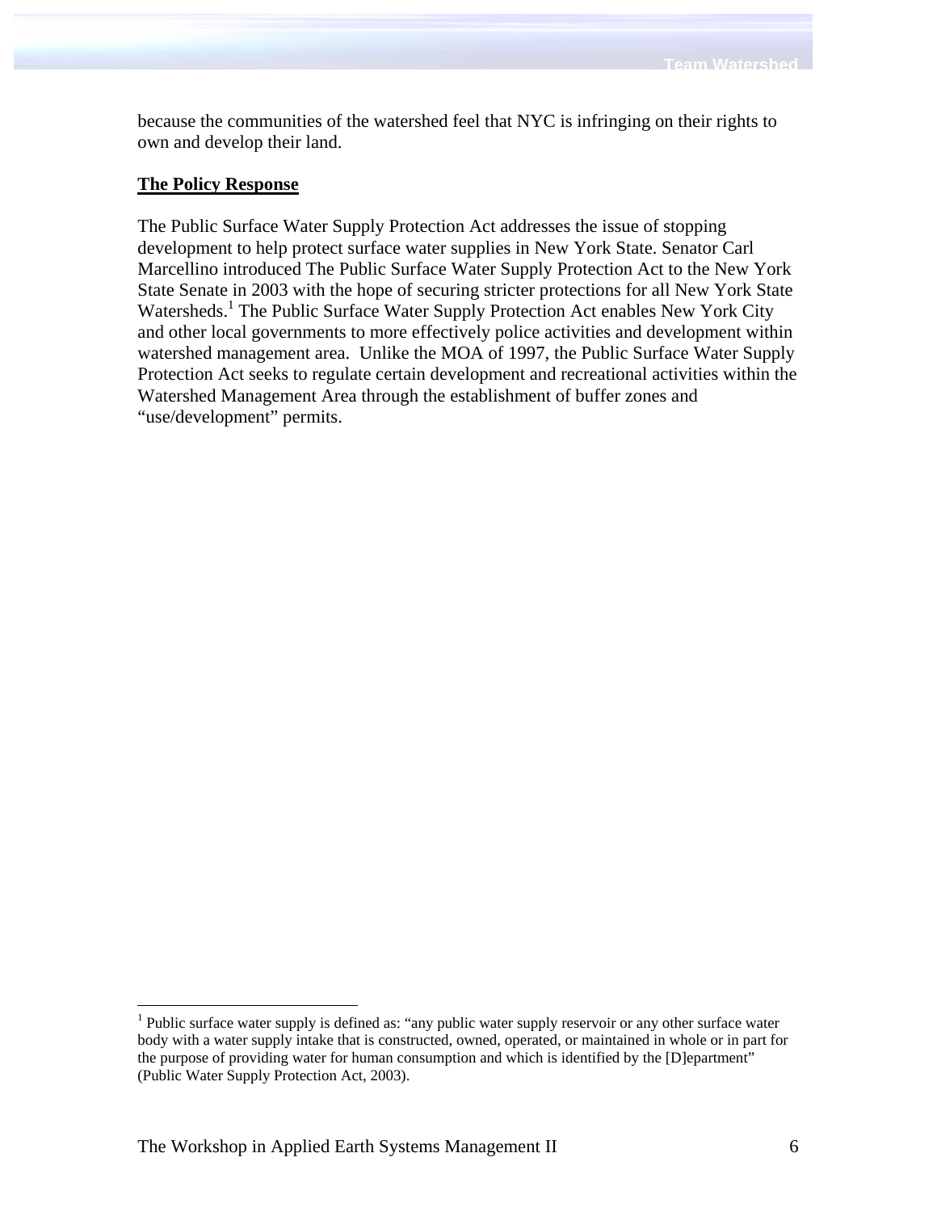because the communities of the watershed feel that NYC is infringing on their rights to own and develop their land.

**The Policy Response**

The Public Surface Water Supply Protection Act addresses the issue of stopping development to help protect surface water supplies in New York State. Senator Carl Marcellino introduced The Public Surface Water Supply Protection Act to the New York State Senate in 2003 with the hope of securing stricter protections for all New York State Watersheds.[1] The Public Surface Water Supply Protection Act enables New York City and other local governments to more effectively police activities and development within watershed management area. Unlike the MOA of 1997, the Public Surface Water Supply Protection Act seeks to regulate certain development and recreational activities within the Watershed Management Area through the establishment of buffer zones and "use/development" permits.

[1] Public surface water supply is defined as: "any public water supply reservoir or any other surface water body with a water supply intake that is constructed, owned, operated, or maintained in whole or in part for the purpose of providing water for human consumption and which is identified by the [D]epartment" (Public Water Supply Protection Act, 2003).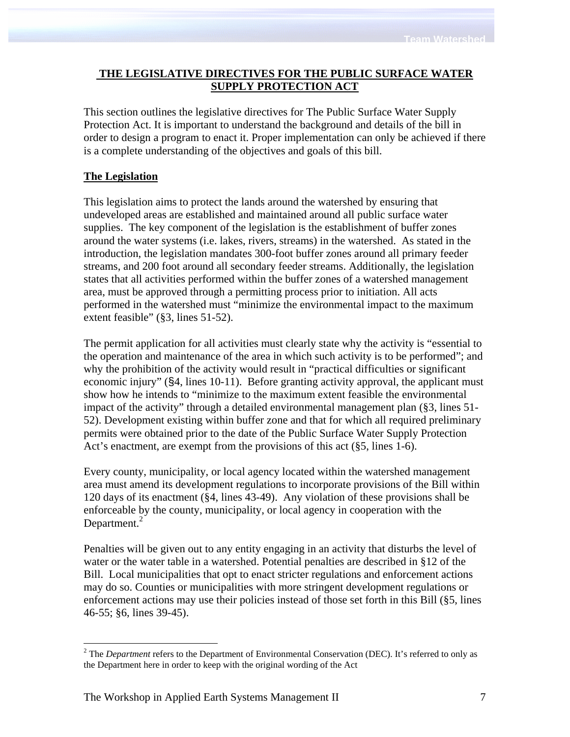## THE LEGISLATIVE DIRECTIVES FOR THE PUBLIC SURFACE WATER SUPPLY PROTECTION ACT

This section outlines the legislative directives for The Public Surface Water Supply Protection Act. It is important to understand the background and details of the bill in order to design a program to enact it. Proper implementation can only be achieved if there is a complete understanding of the objectives and goals of this bill.

### The Legislation

This legislation aims to protect the lands around the watershed by ensuring that undeveloped areas are established and maintained around all public surface water supplies. The key component of the legislation is the establishment of buffer zones around the water systems (i.e. lakes, rivers, streams) in the watershed. As stated in the introduction, the legislation mandates 300-foot buffer zones around all primary feeder streams, and 200 foot around all secondary feeder streams. Additionally, the legislation states that all activities performed within the buffer zones of a watershed management area, must be approved through a permitting process prior to initiation. All acts performed in the watershed must "minimize the environmental impact to the maximum extent feasible" (§3, lines 51-52).

The permit application for all activities must clearly state why the activity is "essential to the operation and maintenance of the area in which such activity is to be performed"; and why the prohibition of the activity would result in "practical difficulties or significant economic injury" (§4, lines 10-11). Before granting activity approval, the applicant must show how he intends to "minimize to the maximum extent feasible the environmental impact of the activity" through a detailed environmental management plan (§3, lines 51-52). Development existing within buffer zone and that for which all required preliminary permits were obtained prior to the date of the Public Surface Water Supply Protection Act's enactment, are exempt from the provisions of this act (§5, lines 1-6).

Every county, municipality, or local agency located within the watershed management area must amend its development regulations to incorporate provisions of the Bill within 120 days of its enactment (§4, lines 43-49). Any violation of these provisions shall be enforceable by the county, municipality, or local agency in cooperation with the Department.[2]

Penalties will be given out to any entity engaging in an activity that disturbs the level of water or the water table in a watershed. Potential penalties are described in §12 of the Bill. Local municipalities that opt to enact stricter regulations and enforcement actions may do so. Counties or municipalities with more stringent development regulations or enforcement actions may use their policies instead of those set forth in this Bill (§5, lines 46-55; §6, lines 39-45).

---

[2] The *Department* refers to the Department of Environmental Conservation (DEC). It's referred to only as the Department here in order to keep with the original wording of the Act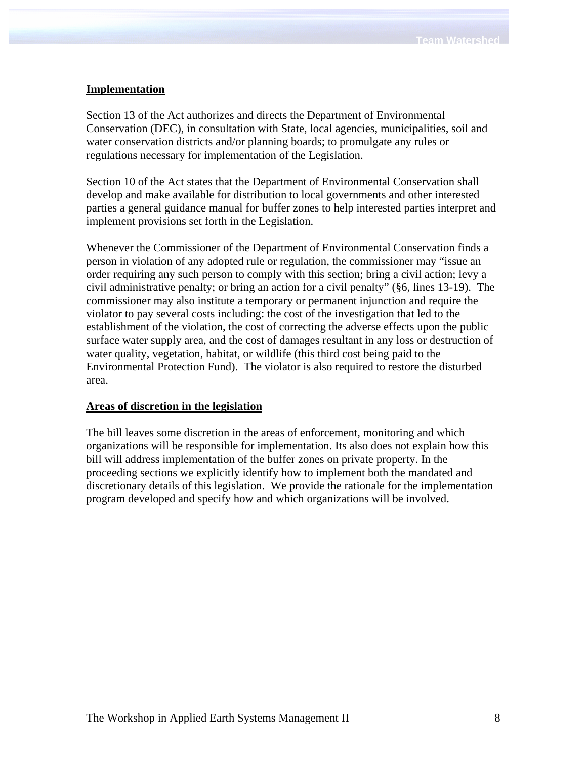## Implementation

Section 13 of the Act authorizes and directs the Department of Environmental Conservation (DEC), in consultation with State, local agencies, municipalities, soil and water conservation districts and/or planning boards; to promulgate any rules or regulations necessary for implementation of the Legislation.

Section 10 of the Act states that the Department of Environmental Conservation shall develop and make available for distribution to local governments and other interested parties a general guidance manual for buffer zones to help interested parties interpret and implement provisions set forth in the Legislation.

Whenever the Commissioner of the Department of Environmental Conservation finds a person in violation of any adopted rule or regulation, the commissioner may "issue an order requiring any such person to comply with this section; bring a civil action; levy a civil administrative penalty; or bring an action for a civil penalty" (§6, lines 13-19). The commissioner may also institute a temporary or permanent injunction and require the violator to pay several costs including: the cost of the investigation that led to the establishment of the violation, the cost of correcting the adverse effects upon the public surface water supply area, and the cost of damages resultant in any loss or destruction of water quality, vegetation, habitat, or wildlife (this third cost being paid to the Environmental Protection Fund). The violator is also required to restore the disturbed area.

## Areas of discretion in the legislation

The bill leaves some discretion in the areas of enforcement, monitoring and which organizations will be responsible for implementation. Its also does not explain how this bill will address implementation of the buffer zones on private property. In the proceeding sections we explicitly identify how to implement both the mandated and discretionary details of this legislation. We provide the rationale for the implementation program developed and specify how and which organizations will be involved.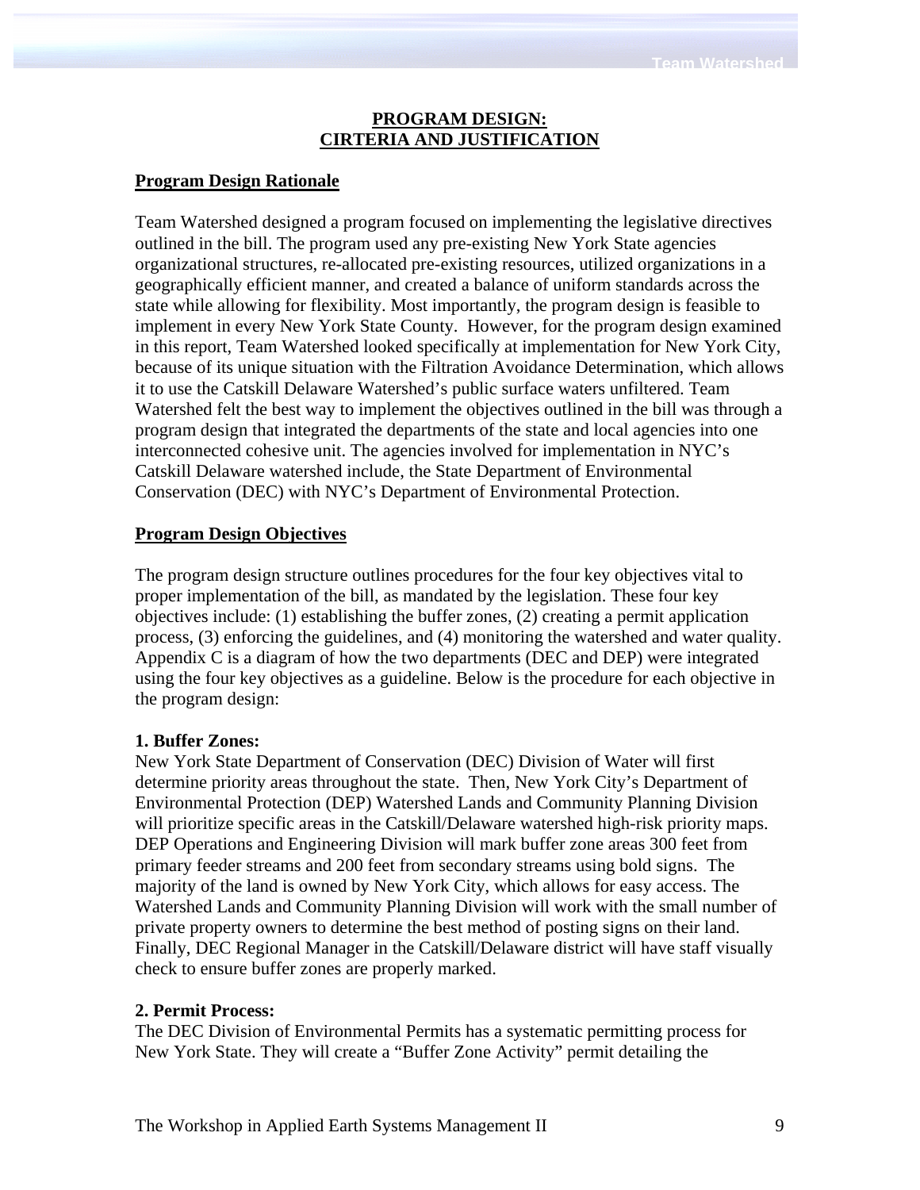## PROGRAM DESIGN: CIRTERIA AND JUSTIFICATION

### Program Design Rationale

Team Watershed designed a program focused on implementing the legislative directives outlined in the bill. The program used any pre-existing New York State agencies organizational structures, re-allocated pre-existing resources, utilized organizations in a geographically efficient manner, and created a balance of uniform standards across the state while allowing for flexibility. Most importantly, the program design is feasible to implement in every New York State County. However, for the program design examined in this report, Team Watershed looked specifically at implementation for New York City, because of its unique situation with the Filtration Avoidance Determination, which allows it to use the Catskill Delaware Watershed's public surface waters unfiltered. Team Watershed felt the best way to implement the objectives outlined in the bill was through a program design that integrated the departments of the state and local agencies into one interconnected cohesive unit. The agencies involved for implementation in NYC's Catskill Delaware watershed include, the State Department of Environmental Conservation (DEC) with NYC's Department of Environmental Protection.

### Program Design Objectives

The program design structure outlines procedures for the four key objectives vital to proper implementation of the bill, as mandated by the legislation. These four key objectives include: (1) establishing the buffer zones, (2) creating a permit application process, (3) enforcing the guidelines, and (4) monitoring the watershed and water quality. Appendix C is a diagram of how the two departments (DEC and DEP) were integrated using the four key objectives as a guideline. Below is the procedure for each objective in the program design:

**1. Buffer Zones:**
New York State Department of Conservation (DEC) Division of Water will first determine priority areas throughout the state. Then, New York City's Department of Environmental Protection (DEP) Watershed Lands and Community Planning Division will prioritize specific areas in the Catskill/Delaware watershed high-risk priority maps. DEP Operations and Engineering Division will mark buffer zone areas 300 feet from primary feeder streams and 200 feet from secondary streams using bold signs. The majority of the land is owned by New York City, which allows for easy access. The Watershed Lands and Community Planning Division will work with the small number of private property owners to determine the best method of posting signs on their land. Finally, DEC Regional Manager in the Catskill/Delaware district will have staff visually check to ensure buffer zones are properly marked.

**2. Permit Process:**
The DEC Division of Environmental Permits has a systematic permitting process for New York State. They will create a "Buffer Zone Activity" permit detailing the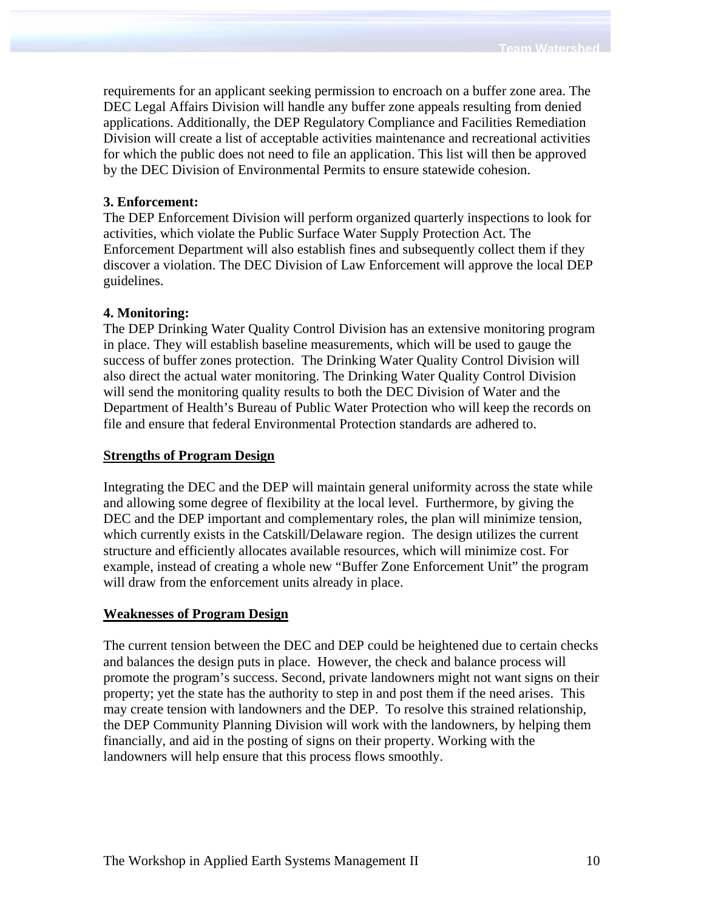requirements for an applicant seeking permission to encroach on a buffer zone area. The DEC Legal Affairs Division will handle any buffer zone appeals resulting from denied applications. Additionally, the DEP Regulatory Compliance and Facilities Remediation Division will create a list of acceptable activities maintenance and recreational activities for which the public does not need to file an application. This list will then be approved by the DEC Division of Environmental Permits to ensure statewide cohesion.

**3. Enforcement:**
The DEP Enforcement Division will perform organized quarterly inspections to look for activities, which violate the Public Surface Water Supply Protection Act. The Enforcement Department will also establish fines and subsequently collect them if they discover a violation. The DEC Division of Law Enforcement will approve the local DEP guidelines.

**4. Monitoring:**
The DEP Drinking Water Quality Control Division has an extensive monitoring program in place. They will establish baseline measurements, which will be used to gauge the success of buffer zones protection. The Drinking Water Quality Control Division will also direct the actual water monitoring. The Drinking Water Quality Control Division will send the monitoring quality results to both the DEC Division of Water and the Department of Health's Bureau of Public Water Protection who will keep the records on file and ensure that federal Environmental Protection standards are adhered to.

**<u>Strengths of Program Design</u>**

Integrating the DEC and the DEP will maintain general uniformity across the state while and allowing some degree of flexibility at the local level. Furthermore, by giving the DEC and the DEP important and complementary roles, the plan will minimize tension, which currently exists in the Catskill/Delaware region. The design utilizes the current structure and efficiently allocates available resources, which will minimize cost. For example, instead of creating a whole new "Buffer Zone Enforcement Unit" the program will draw from the enforcement units already in place.

**<u>Weaknesses of Program Design</u>**

The current tension between the DEC and DEP could be heightened due to certain checks and balances the design puts in place. However, the check and balance process will promote the program's success. Second, private landowners might not want signs on their property; yet the state has the authority to step in and post them if the need arises. This may create tension with landowners and the DEP. To resolve this strained relationship, the DEP Community Planning Division will work with the landowners, by helping them financially, and aid in the posting of signs on their property. Working with the landowners will help ensure that this process flows smoothly.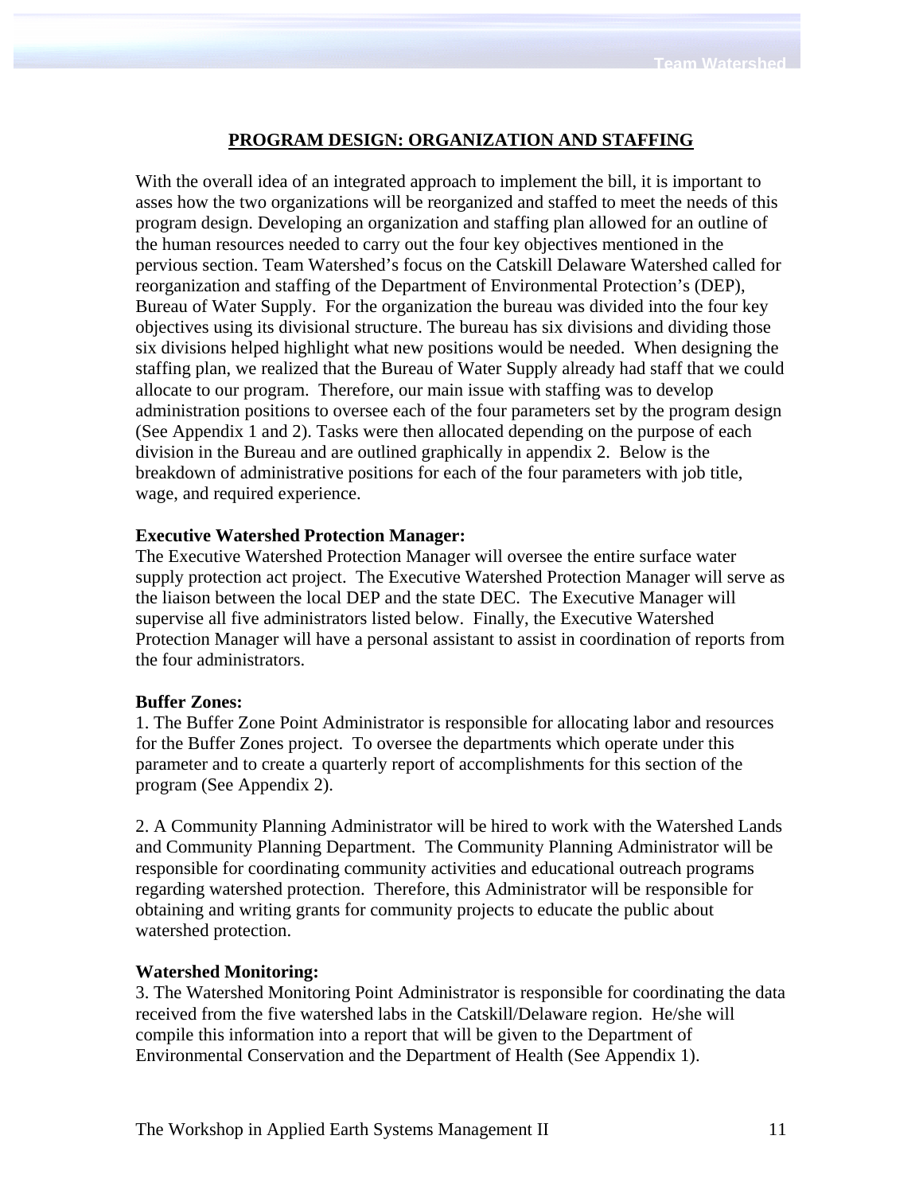## PROGRAM DESIGN: ORGANIZATION AND STAFFING

With the overall idea of an integrated approach to implement the bill, it is important to asses how the two organizations will be reorganized and staffed to meet the needs of this program design. Developing an organization and staffing plan allowed for an outline of the human resources needed to carry out the four key objectives mentioned in the pervious section. Team Watershed's focus on the Catskill Delaware Watershed called for reorganization and staffing of the Department of Environmental Protection's (DEP), Bureau of Water Supply. For the organization the bureau was divided into the four key objectives using its divisional structure. The bureau has six divisions and dividing those six divisions helped highlight what new positions would be needed. When designing the staffing plan, we realized that the Bureau of Water Supply already had staff that we could allocate to our program. Therefore, our main issue with staffing was to develop administration positions to oversee each of the four parameters set by the program design (See Appendix 1 and 2). Tasks were then allocated depending on the purpose of each division in the Bureau and are outlined graphically in appendix 2. Below is the breakdown of administrative positions for each of the four parameters with job title, wage, and required experience.

**Executive Watershed Protection Manager:**
The Executive Watershed Protection Manager will oversee the entire surface water supply protection act project. The Executive Watershed Protection Manager will serve as the liaison between the local DEP and the state DEC. The Executive Manager will supervise all five administrators listed below. Finally, the Executive Watershed Protection Manager will have a personal assistant to assist in coordination of reports from the four administrators.

**Buffer Zones:**
1. The Buffer Zone Point Administrator is responsible for allocating labor and resources for the Buffer Zones project. To oversee the departments which operate under this parameter and to create a quarterly report of accomplishments for this section of the program (See Appendix 2).

2. A Community Planning Administrator will be hired to work with the Watershed Lands and Community Planning Department. The Community Planning Administrator will be responsible for coordinating community activities and educational outreach programs regarding watershed protection. Therefore, this Administrator will be responsible for obtaining and writing grants for community projects to educate the public about watershed protection.

**Watershed Monitoring:**
3. The Watershed Monitoring Point Administrator is responsible for coordinating the data received from the five watershed labs in the Catskill/Delaware region. He/she will compile this information into a report that will be given to the Department of Environmental Conservation and the Department of Health (See Appendix 1).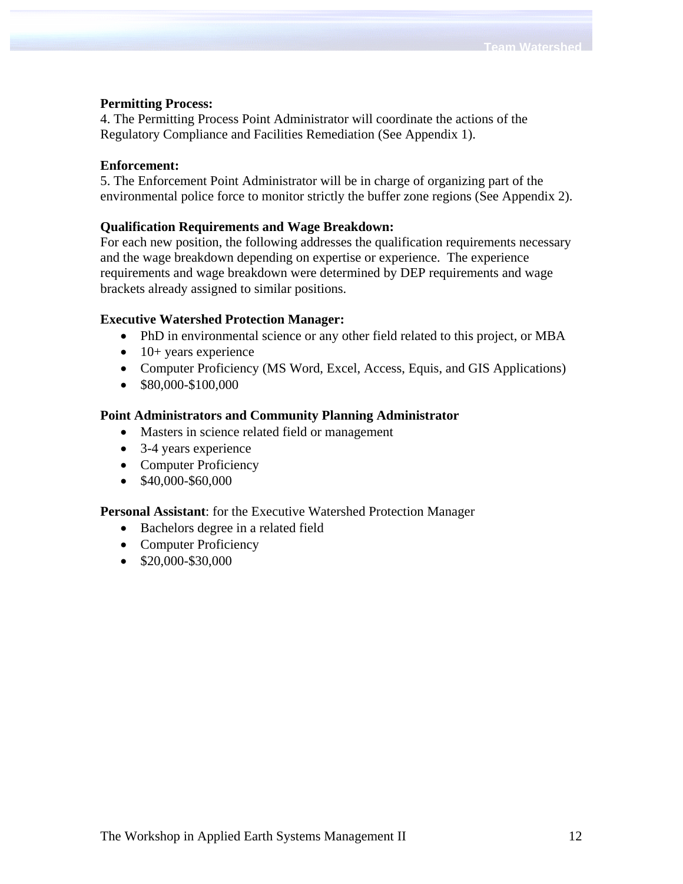**Permitting Process:**
4. The Permitting Process Point Administrator will coordinate the actions of the Regulatory Compliance and Facilities Remediation (See Appendix 1).

**Enforcement:**
5. The Enforcement Point Administrator will be in charge of organizing part of the environmental police force to monitor strictly the buffer zone regions (See Appendix 2).

**Qualification Requirements and Wage Breakdown:**
For each new position, the following addresses the qualification requirements necessary and the wage breakdown depending on expertise or experience. The experience requirements and wage breakdown were determined by DEP requirements and wage brackets already assigned to similar positions.

**Executive Watershed Protection Manager:**

- PhD in environmental science or any other field related to this project, or MBA
- 10+ years experience
- Computer Proficiency (MS Word, Excel, Access, Equis, and GIS Applications)
- $80,000-$100,000

**Point Administrators and Community Planning Administrator**

- Masters in science related field or management
- 3-4 years experience
- Computer Proficiency
- $40,000-$60,000

**Personal Assistant**: for the Executive Watershed Protection Manager

- Bachelors degree in a related field
- Computer Proficiency
- $20,000-$30,000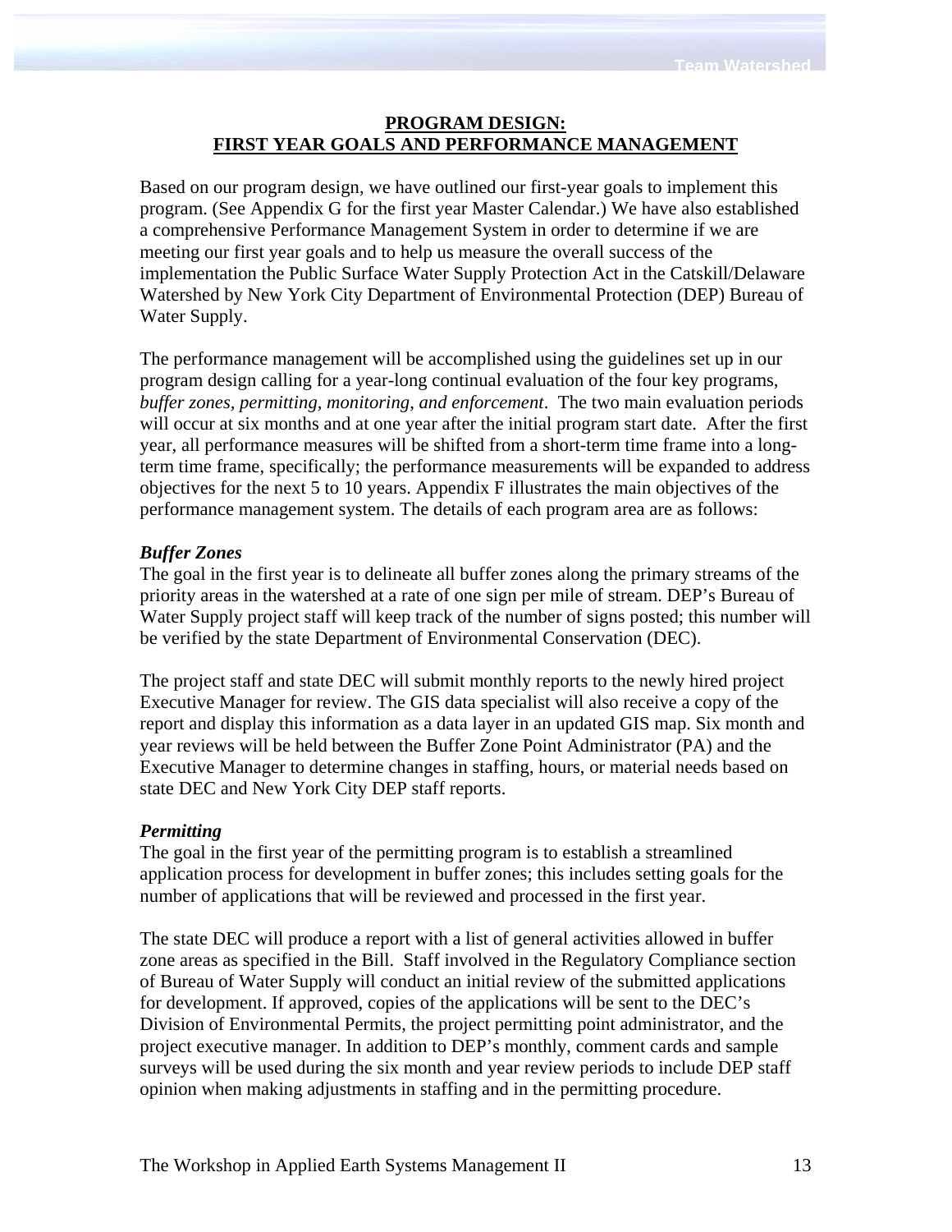## PROGRAM DESIGN: FIRST YEAR GOALS AND PERFORMANCE MANAGEMENT

Based on our program design, we have outlined our first-year goals to implement this program. (See Appendix G for the first year Master Calendar.) We have also established a comprehensive Performance Management System in order to determine if we are meeting our first year goals and to help us measure the overall success of the implementation the Public Surface Water Supply Protection Act in the Catskill/Delaware Watershed by New York City Department of Environmental Protection (DEP) Bureau of Water Supply.

The performance management will be accomplished using the guidelines set up in our program design calling for a year-long continual evaluation of the four key programs, *buffer zones, permitting, monitoring, and enforcement*. The two main evaluation periods will occur at six months and at one year after the initial program start date. After the first year, all performance measures will be shifted from a short-term time frame into a long-term time frame, specifically; the performance measurements will be expanded to address objectives for the next 5 to 10 years. Appendix F illustrates the main objectives of the performance management system. The details of each program area are as follows:

### *Buffer Zones*

The goal in the first year is to delineate all buffer zones along the primary streams of the priority areas in the watershed at a rate of one sign per mile of stream. DEP's Bureau of Water Supply project staff will keep track of the number of signs posted; this number will be verified by the state Department of Environmental Conservation (DEC).

The project staff and state DEC will submit monthly reports to the newly hired project Executive Manager for review. The GIS data specialist will also receive a copy of the report and display this information as a data layer in an updated GIS map. Six month and year reviews will be held between the Buffer Zone Point Administrator (PA) and the Executive Manager to determine changes in staffing, hours, or material needs based on state DEC and New York City DEP staff reports.

### *Permitting*

The goal in the first year of the permitting program is to establish a streamlined application process for development in buffer zones; this includes setting goals for the number of applications that will be reviewed and processed in the first year.

The state DEC will produce a report with a list of general activities allowed in buffer zone areas as specified in the Bill. Staff involved in the Regulatory Compliance section of Bureau of Water Supply will conduct an initial review of the submitted applications for development. If approved, copies of the applications will be sent to the DEC's Division of Environmental Permits, the project permitting point administrator, and the project executive manager. In addition to DEP's monthly, comment cards and sample surveys will be used during the six month and year review periods to include DEP staff opinion when making adjustments in staffing and in the permitting procedure.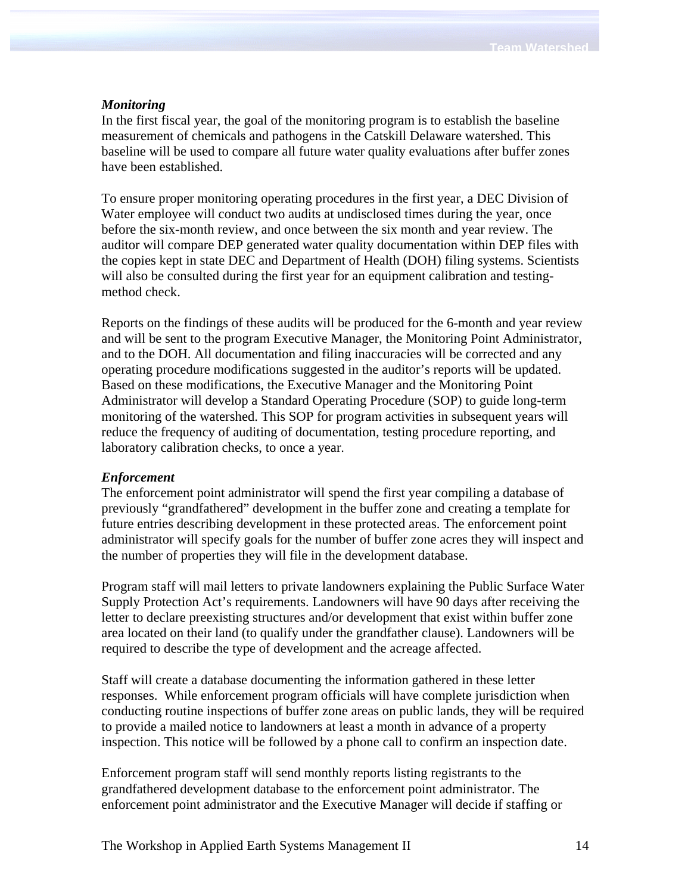***Monitoring***

In the first fiscal year, the goal of the monitoring program is to establish the baseline measurement of chemicals and pathogens in the Catskill Delaware watershed. This baseline will be used to compare all future water quality evaluations after buffer zones have been established.

To ensure proper monitoring operating procedures in the first year, a DEC Division of Water employee will conduct two audits at undisclosed times during the year, once before the six-month review, and once between the six month and year review. The auditor will compare DEP generated water quality documentation within DEP files with the copies kept in state DEC and Department of Health (DOH) filing systems. Scientists will also be consulted during the first year for an equipment calibration and testing-method check.

Reports on the findings of these audits will be produced for the 6-month and year review and will be sent to the program Executive Manager, the Monitoring Point Administrator, and to the DOH. All documentation and filing inaccuracies will be corrected and any operating procedure modifications suggested in the auditor's reports will be updated. Based on these modifications, the Executive Manager and the Monitoring Point Administrator will develop a Standard Operating Procedure (SOP) to guide long-term monitoring of the watershed. This SOP for program activities in subsequent years will reduce the frequency of auditing of documentation, testing procedure reporting, and laboratory calibration checks, to once a year.

***Enforcement***

The enforcement point administrator will spend the first year compiling a database of previously "grandfathered" development in the buffer zone and creating a template for future entries describing development in these protected areas. The enforcement point administrator will specify goals for the number of buffer zone acres they will inspect and the number of properties they will file in the development database.

Program staff will mail letters to private landowners explaining the Public Surface Water Supply Protection Act's requirements. Landowners will have 90 days after receiving the letter to declare preexisting structures and/or development that exist within buffer zone area located on their land (to qualify under the grandfather clause). Landowners will be required to describe the type of development and the acreage affected.

Staff will create a database documenting the information gathered in these letter responses. While enforcement program officials will have complete jurisdiction when conducting routine inspections of buffer zone areas on public lands, they will be required to provide a mailed notice to landowners at least a month in advance of a property inspection. This notice will be followed by a phone call to confirm an inspection date.

Enforcement program staff will send monthly reports listing registrants to the grandfathered development database to the enforcement point administrator. The enforcement point administrator and the Executive Manager will decide if staffing or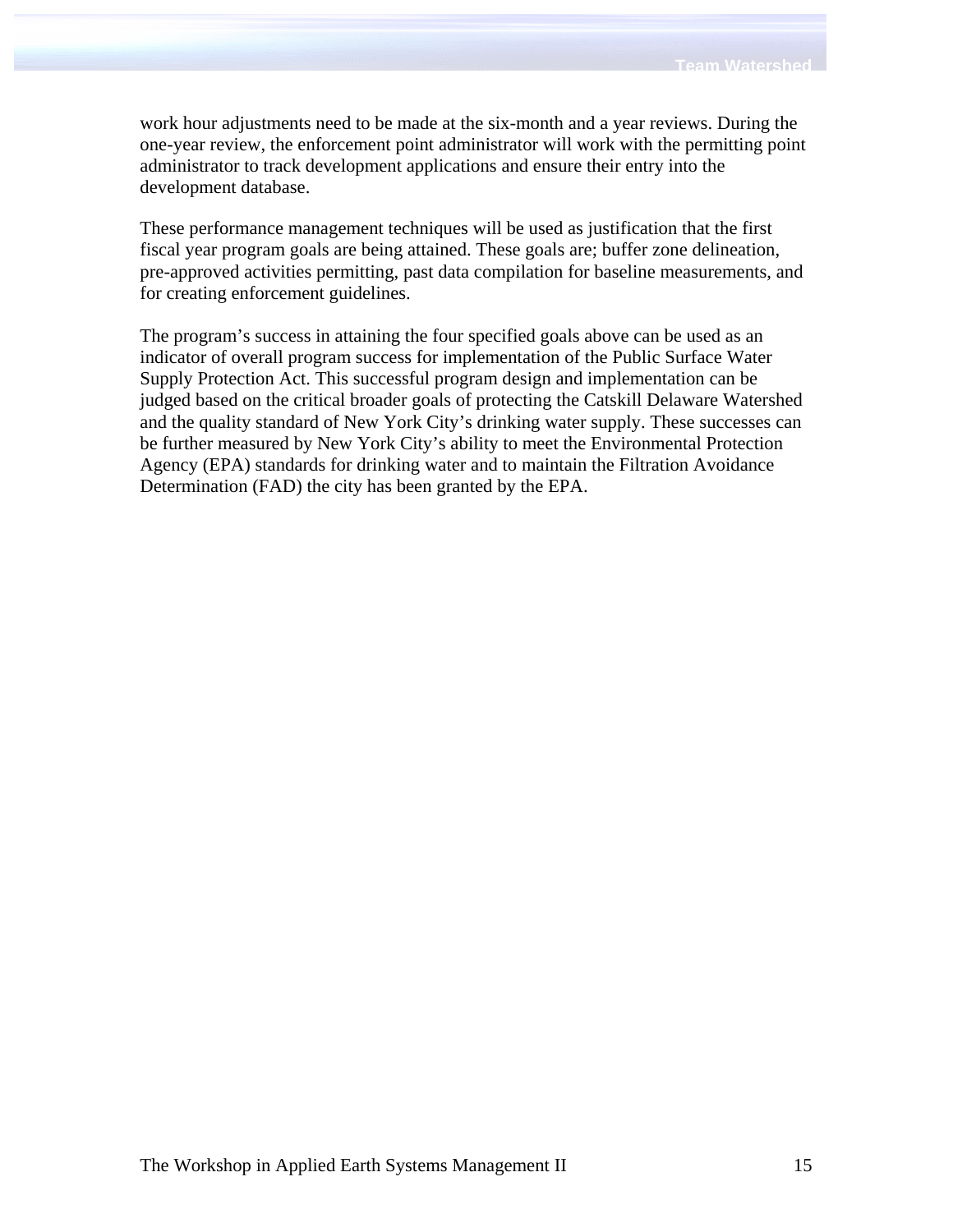work hour adjustments need to be made at the six-month and a year reviews. During the one-year review, the enforcement point administrator will work with the permitting point administrator to track development applications and ensure their entry into the development database.

These performance management techniques will be used as justification that the first fiscal year program goals are being attained. These goals are; buffer zone delineation, pre-approved activities permitting, past data compilation for baseline measurements, and for creating enforcement guidelines.

The program's success in attaining the four specified goals above can be used as an indicator of overall program success for implementation of the Public Surface Water Supply Protection Act. This successful program design and implementation can be judged based on the critical broader goals of protecting the Catskill Delaware Watershed and the quality standard of New York City's drinking water supply. These successes can be further measured by New York City's ability to meet the Environmental Protection Agency (EPA) standards for drinking water and to maintain the Filtration Avoidance Determination (FAD) the city has been granted by the EPA.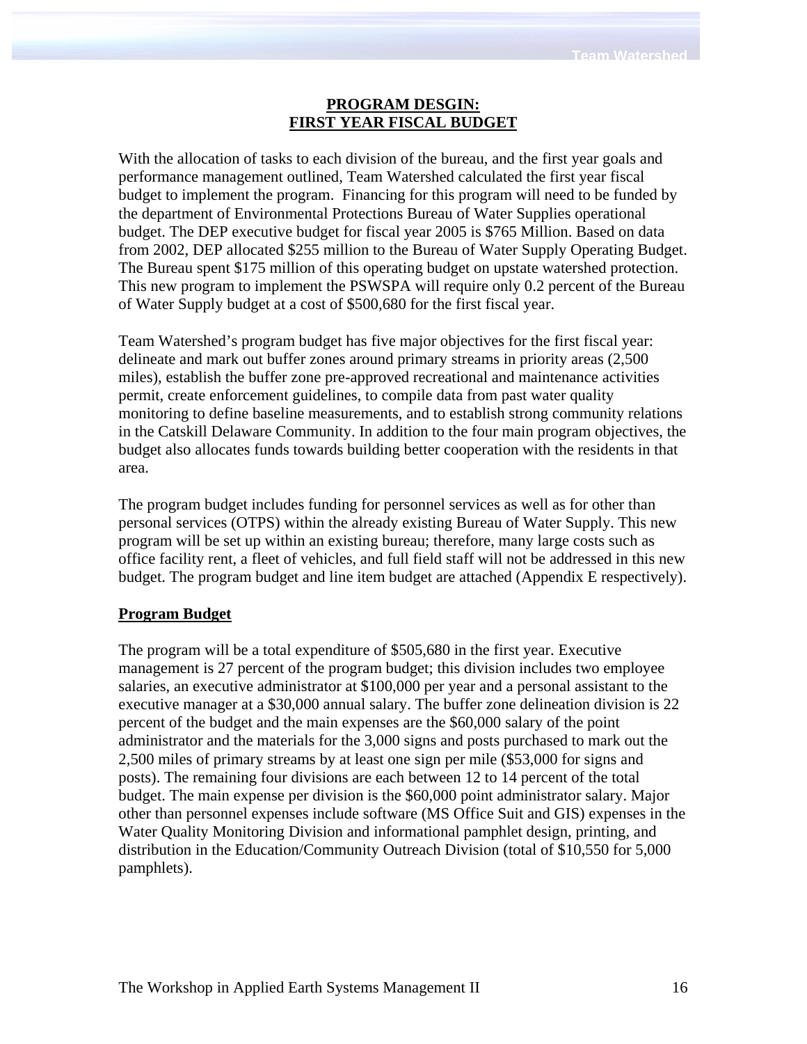**PROGRAM DESGIN:**
**FIRST YEAR FISCAL BUDGET**

With the allocation of tasks to each division of the bureau, and the first year goals and performance management outlined, Team Watershed calculated the first year fiscal budget to implement the program. Financing for this program will need to be funded by the department of Environmental Protections Bureau of Water Supplies operational budget. The DEP executive budget for fiscal year 2005 is $765 Million. Based on data from 2002, DEP allocated $255 million to the Bureau of Water Supply Operating Budget. The Bureau spent $175 million of this operating budget on upstate watershed protection. This new program to implement the PSWSPA will require only 0.2 percent of the Bureau of Water Supply budget at a cost of $500,680 for the first fiscal year.

Team Watershed's program budget has five major objectives for the first fiscal year: delineate and mark out buffer zones around primary streams in priority areas (2,500 miles), establish the buffer zone pre-approved recreational and maintenance activities permit, create enforcement guidelines, to compile data from past water quality monitoring to define baseline measurements, and to establish strong community relations in the Catskill Delaware Community. In addition to the four main program objectives, the budget also allocates funds towards building better cooperation with the residents in that area.

The program budget includes funding for personnel services as well as for other than personal services (OTPS) within the already existing Bureau of Water Supply. This new program will be set up within an existing bureau; therefore, many large costs such as office facility rent, a fleet of vehicles, and full field staff will not be addressed in this new budget. The program budget and line item budget are attached (Appendix E respectively).

**Program Budget**

The program will be a total expenditure of $505,680 in the first year. Executive management is 27 percent of the program budget; this division includes two employee salaries, an executive administrator at $100,000 per year and a personal assistant to the executive manager at a $30,000 annual salary. The buffer zone delineation division is 22 percent of the budget and the main expenses are the $60,000 salary of the point administrator and the materials for the 3,000 signs and posts purchased to mark out the 2,500 miles of primary streams by at least one sign per mile ($53,000 for signs and posts). The remaining four divisions are each between 12 to 14 percent of the total budget. The main expense per division is the $60,000 point administrator salary. Major other than personnel expenses include software (MS Office Suit and GIS) expenses in the Water Quality Monitoring Division and informational pamphlet design, printing, and distribution in the Education/Community Outreach Division (total of $10,550 for 5,000 pamphlets).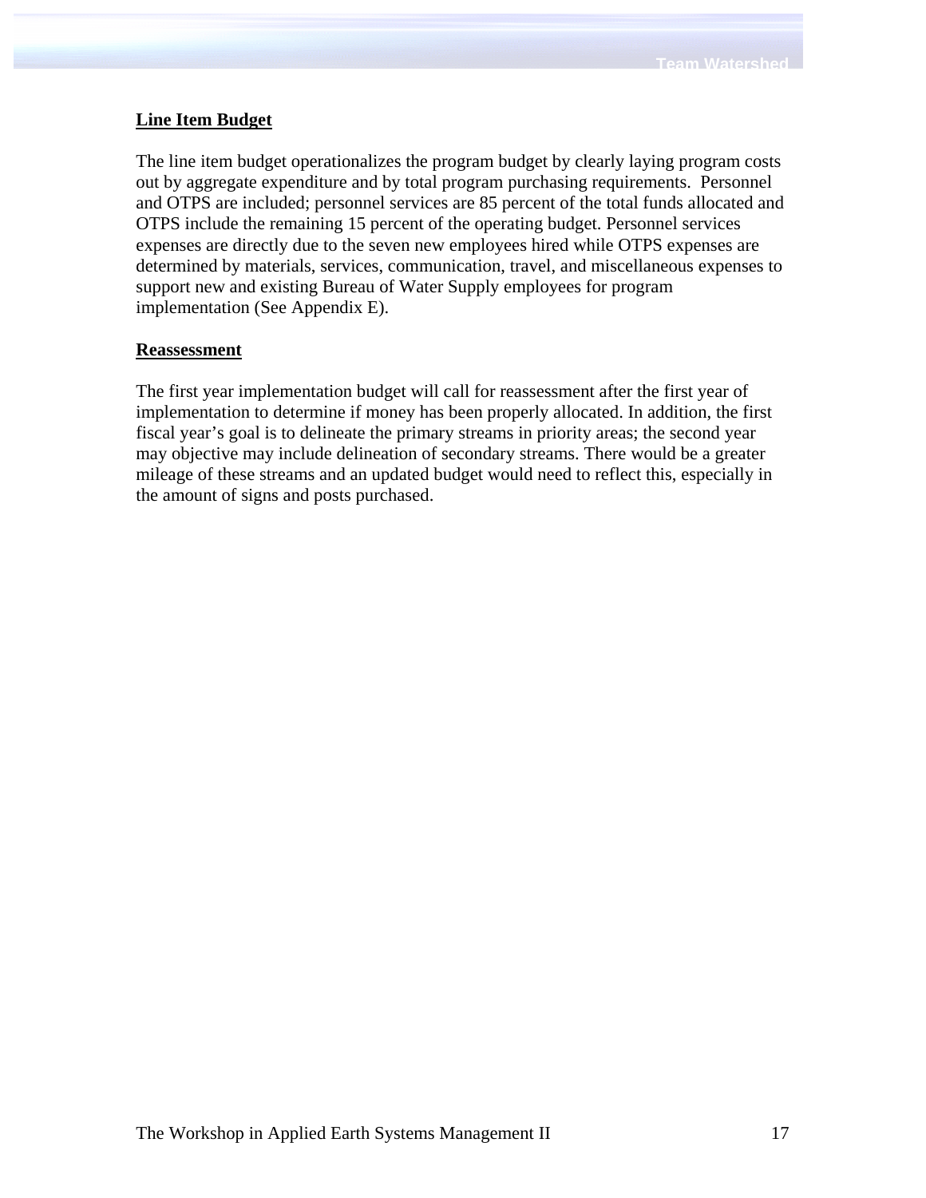**Line Item Budget**

The line item budget operationalizes the program budget by clearly laying program costs out by aggregate expenditure and by total program purchasing requirements.  Personnel and OTPS are included; personnel services are 85 percent of the total funds allocated and OTPS include the remaining 15 percent of the operating budget. Personnel services expenses are directly due to the seven new employees hired while OTPS expenses are determined by materials, services, communication, travel, and miscellaneous expenses to support new and existing Bureau of Water Supply employees for program implementation (See Appendix E).

**Reassessment**

The first year implementation budget will call for reassessment after the first year of implementation to determine if money has been properly allocated. In addition, the first fiscal year's goal is to delineate the primary streams in priority areas; the second year may objective may include delineation of secondary streams. There would be a greater mileage of these streams and an updated budget would need to reflect this, especially in the amount of signs and posts purchased.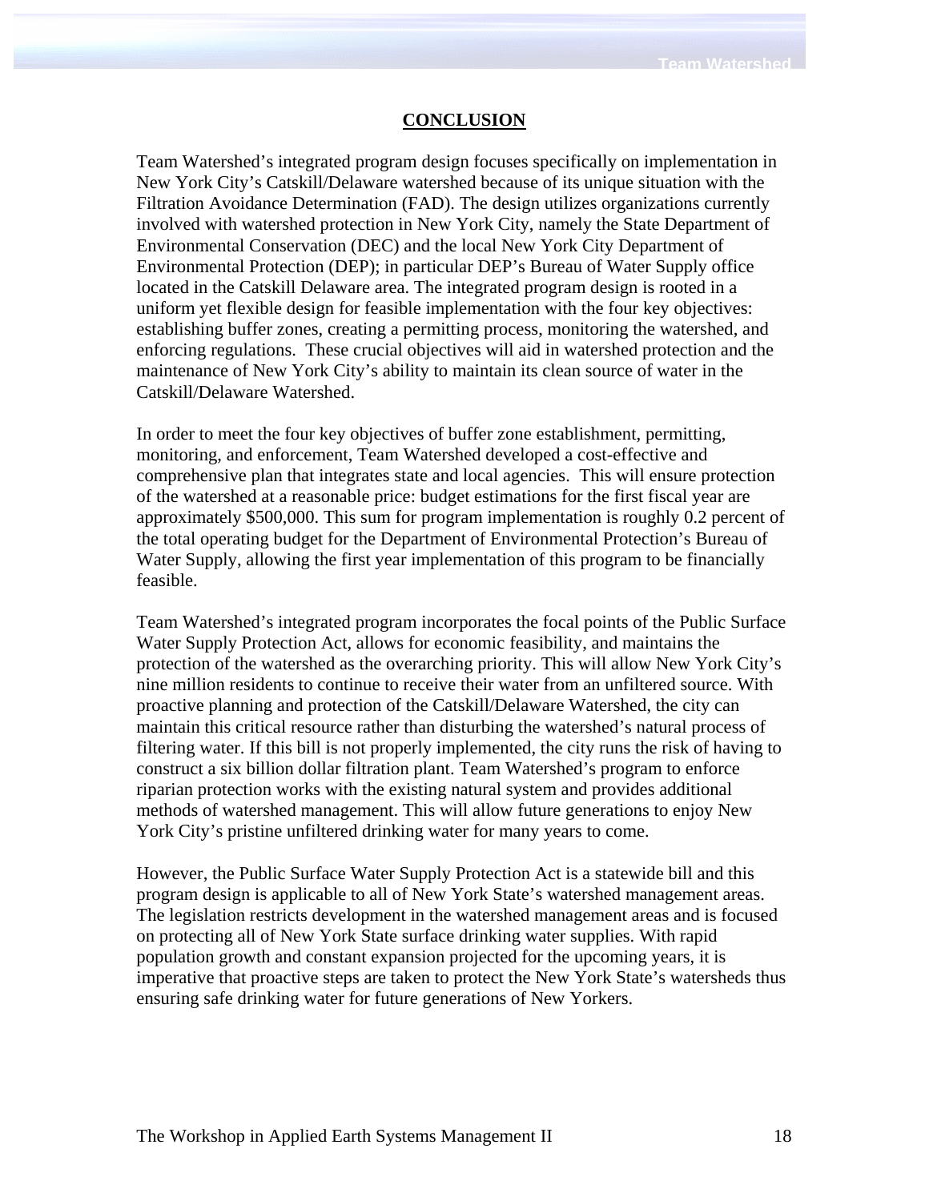## CONCLUSION

Team Watershed's integrated program design focuses specifically on implementation in New York City's Catskill/Delaware watershed because of its unique situation with the Filtration Avoidance Determination (FAD). The design utilizes organizations currently involved with watershed protection in New York City, namely the State Department of Environmental Conservation (DEC) and the local New York City Department of Environmental Protection (DEP); in particular DEP's Bureau of Water Supply office located in the Catskill Delaware area. The integrated program design is rooted in a uniform yet flexible design for feasible implementation with the four key objectives: establishing buffer zones, creating a permitting process, monitoring the watershed, and enforcing regulations. These crucial objectives will aid in watershed protection and the maintenance of New York City's ability to maintain its clean source of water in the Catskill/Delaware Watershed.

In order to meet the four key objectives of buffer zone establishment, permitting, monitoring, and enforcement, Team Watershed developed a cost-effective and comprehensive plan that integrates state and local agencies. This will ensure protection of the watershed at a reasonable price: budget estimations for the first fiscal year are approximately $500,000. This sum for program implementation is roughly 0.2 percent of the total operating budget for the Department of Environmental Protection's Bureau of Water Supply, allowing the first year implementation of this program to be financially feasible.

Team Watershed's integrated program incorporates the focal points of the Public Surface Water Supply Protection Act, allows for economic feasibility, and maintains the protection of the watershed as the overarching priority. This will allow New York City's nine million residents to continue to receive their water from an unfiltered source. With proactive planning and protection of the Catskill/Delaware Watershed, the city can maintain this critical resource rather than disturbing the watershed's natural process of filtering water. If this bill is not properly implemented, the city runs the risk of having to construct a six billion dollar filtration plant. Team Watershed's program to enforce riparian protection works with the existing natural system and provides additional methods of watershed management. This will allow future generations to enjoy New York City's pristine unfiltered drinking water for many years to come.

However, the Public Surface Water Supply Protection Act is a statewide bill and this program design is applicable to all of New York State's watershed management areas. The legislation restricts development in the watershed management areas and is focused on protecting all of New York State surface drinking water supplies. With rapid population growth and constant expansion projected for the upcoming years, it is imperative that proactive steps are taken to protect the New York State's watersheds thus ensuring safe drinking water for future generations of New Yorkers.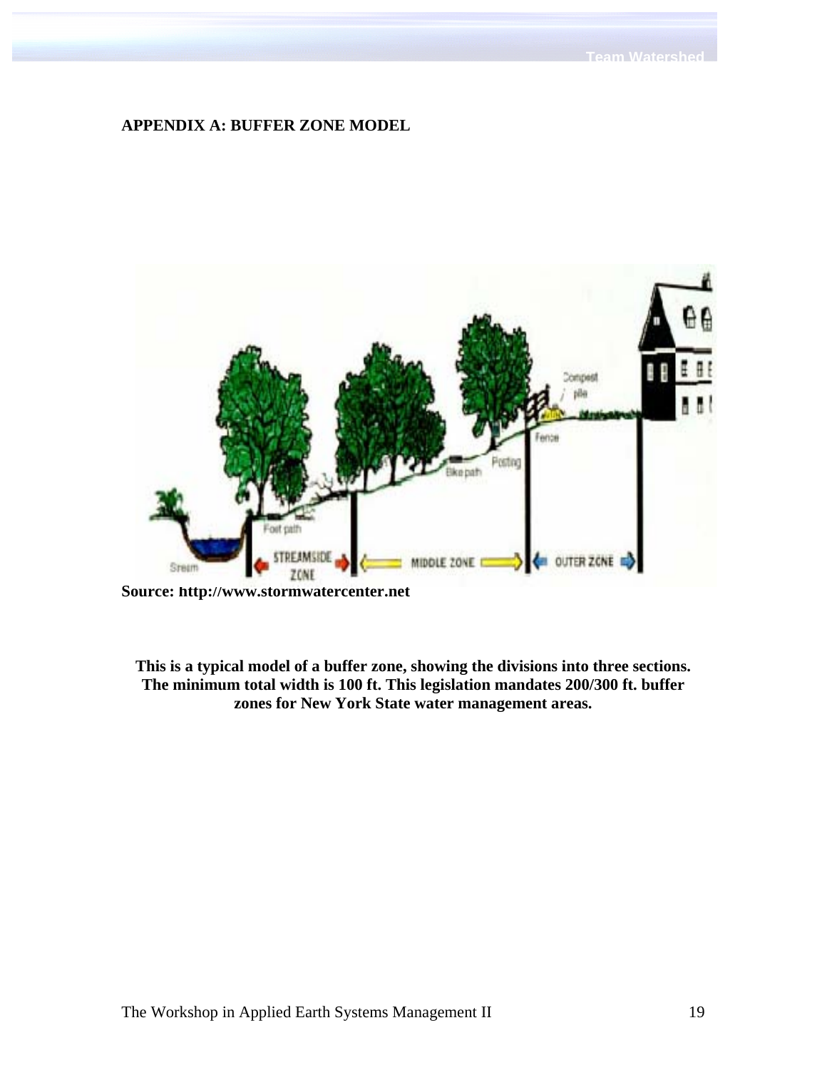**APPENDIX A: BUFFER ZONE MODEL**

**Source: http://www.stormwatercenter.net**

**This is a typical model of a buffer zone, showing the divisions into three sections. The minimum total width is 100 ft. This legislation mandates 200/300 ft. buffer zones for New York State water management areas.**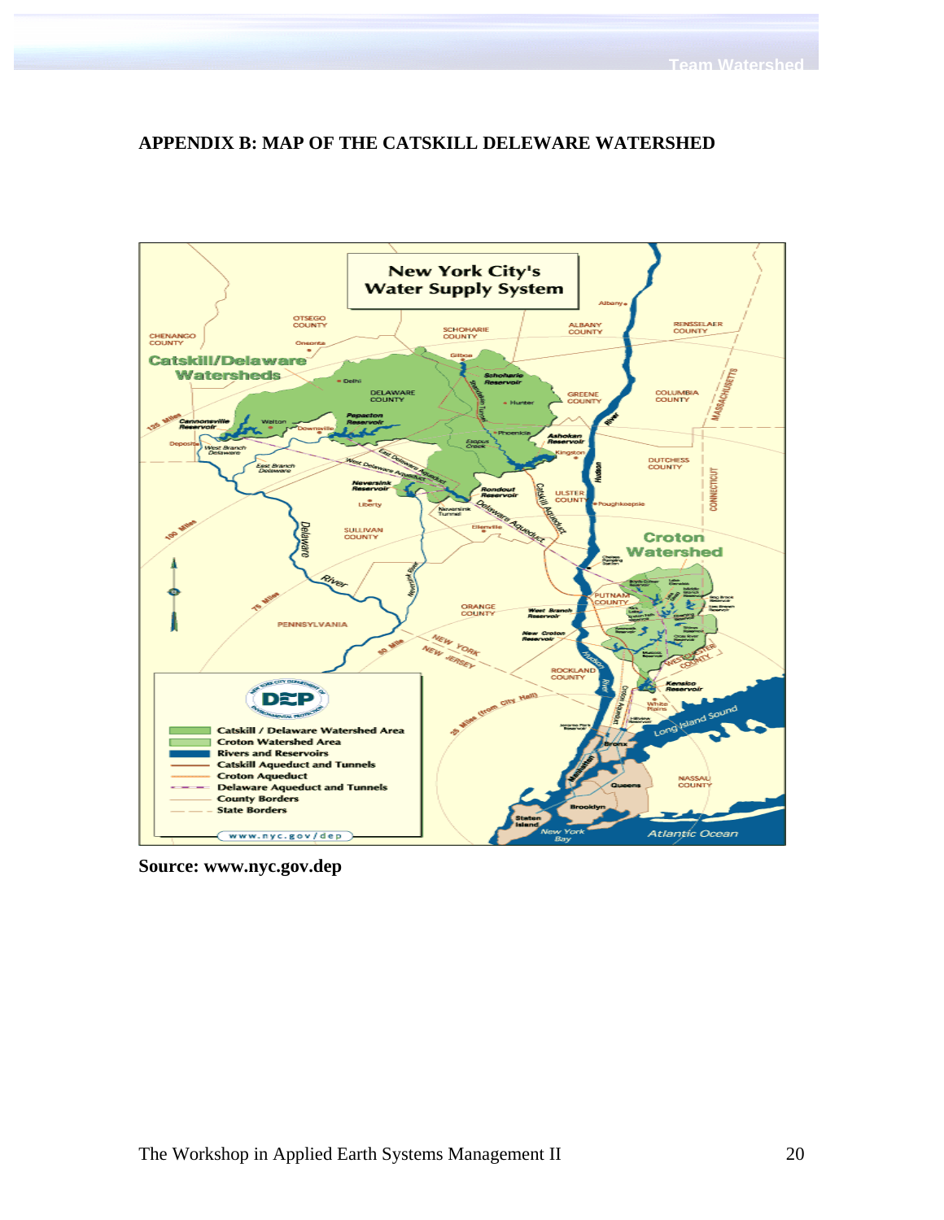## APPENDIX B: MAP OF THE CATSKILL DELEWARE WATERSHED

**Source: www.nyc.gov.dep**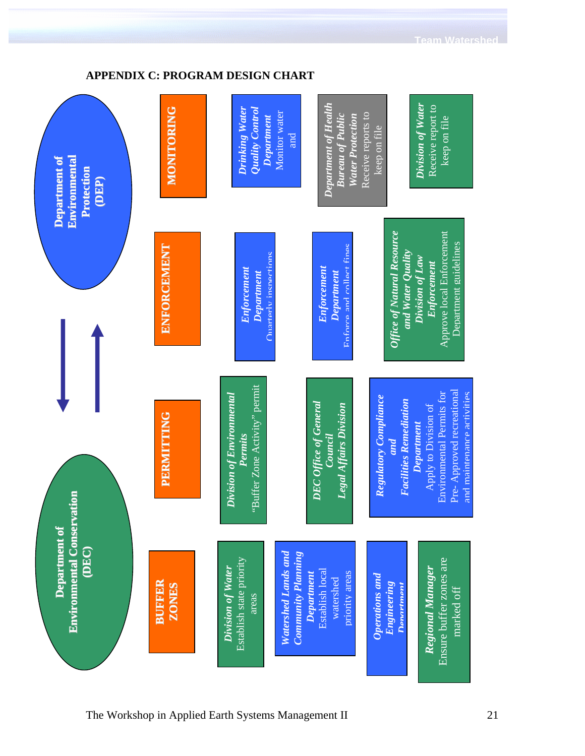## APPENDIX C: PROGRAM DESIGN CHART

**Department of Environmental Protection (DEP)**

**Department of Environmental Conservation (DEC)**

**MONITORING**

- ***Drinking Water Quality Control Department*** Monitor water and
- ***Department of Health Bureau of Public Water Protection*** Receive reports to keep on file
- ***Division of Water*** Receive report to keep on file

**ENFORCEMENT**

- ***Enforcement Department*** Quarterly inspections
- ***Enforcement Department*** Enforce and collect fines
- ***Office of Natural Resource and Water Quality Division of Law Enforcement*** Approve local Enforcement Department guidelines

**PERMITTING**

- ***Division of Environmental Permits*** "Buffer Zone Activity" permit
- ***DEC Office of General Council Legal Affairs Division***
- ***Regulatory Compliance and Facilities Remediation Department*** Apply to Division of Environmental Permits for Pre- Approved recreational and maintenance activities

**BUFFER ZONES**

- ***Division of Water*** Establish state priority areas
- ***Watershed Lands and Community Planning Department*** Establish local watershed priority areas
- ***Operations and Engineering Department***
- ***Regional Manager*** Ensure buffer zones are marked off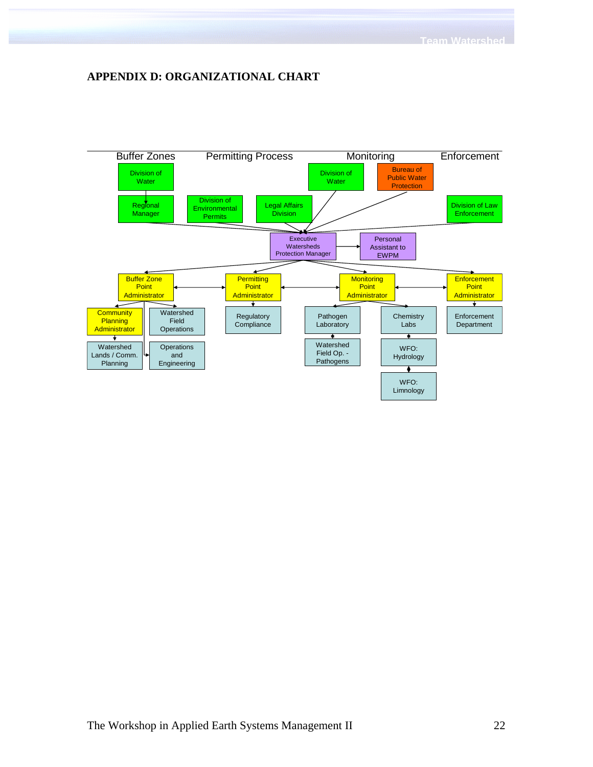## APPENDIX D: ORGANIZATIONAL CHART

Buffer Zones | Permitting Process | Monitoring | Enforcement

Division of Water

Regional Manager

Division of Environmental Permits

Legal Affairs Division

Division of Water

Bureau of Public Water Protection

Division of Law Enforcement

Executive Watersheds Protection Manager

Personal Assistant to EWPM

Buffer Zone Point Administrator

Permitting Point Administrator

Monitoring Point Administrator

Enforcement Point Administrator

Community Planning Administrator

Watershed Field Operations

Regulatory Compliance

Pathogen Laboratory

Chemistry Labs

Enforcement Department

Watershed Lands / Comm. Planning

Operations and Engineering

Watershed Field Op. - Pathogens

WFO: Hydrology

WFO: Limnology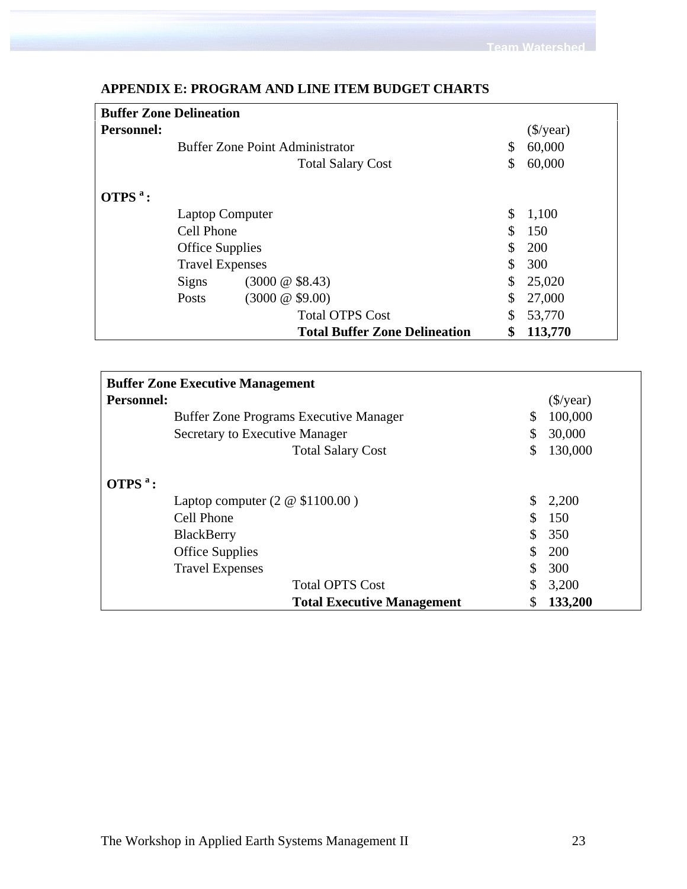## APPENDIX E: PROGRAM AND LINE ITEM BUDGET CHARTS

| **Buffer Zone Delineation** | | | |
|---|---|---|---|
| **Personnel:** | | | ($/year) |
| | Buffer Zone Point Administrator | $ | 60,000 |
| | Total Salary Cost | $ | 60,000 |
| | | | |
| **OTPS [a] :** | | | |
| | Laptop Computer | $ | 1,100 |
| | Cell Phone | $ | 150 |
| | Office Supplies | $ | 200 |
| | Travel Expenses | $ | 300 |
| | Signs (3000 @ $8.43) | $ | 25,020 |
| | Posts (3000 @ $9.00) | $ | 27,000 |
| | Total OTPS Cost | $ | 53,770 |
| | **Total Buffer Zone Delineation** | **$** | **113,770** |

| **Buffer Zone Executive Management** | | | |
|---|---|---|---|
| **Personnel:** | | | ($/year) |
| | Buffer Zone Programs Executive Manager | $ | 100,000 |
| | Secretary to Executive Manager | $ | 30,000 |
| | Total Salary Cost | $ | 130,000 |
| | | | |
| **OTPS [a] :** | | | |
| | Laptop computer (2 @ $1100.00 ) | $ | 2,200 |
| | Cell Phone | $ | 150 |
| | BlackBerry | $ | 350 |
| | Office Supplies | $ | 200 |
| | Travel Expenses | $ | 300 |
| | Total OPTS Cost | $ | 3,200 |
| | **Total Executive Management** | $ | **133,200** |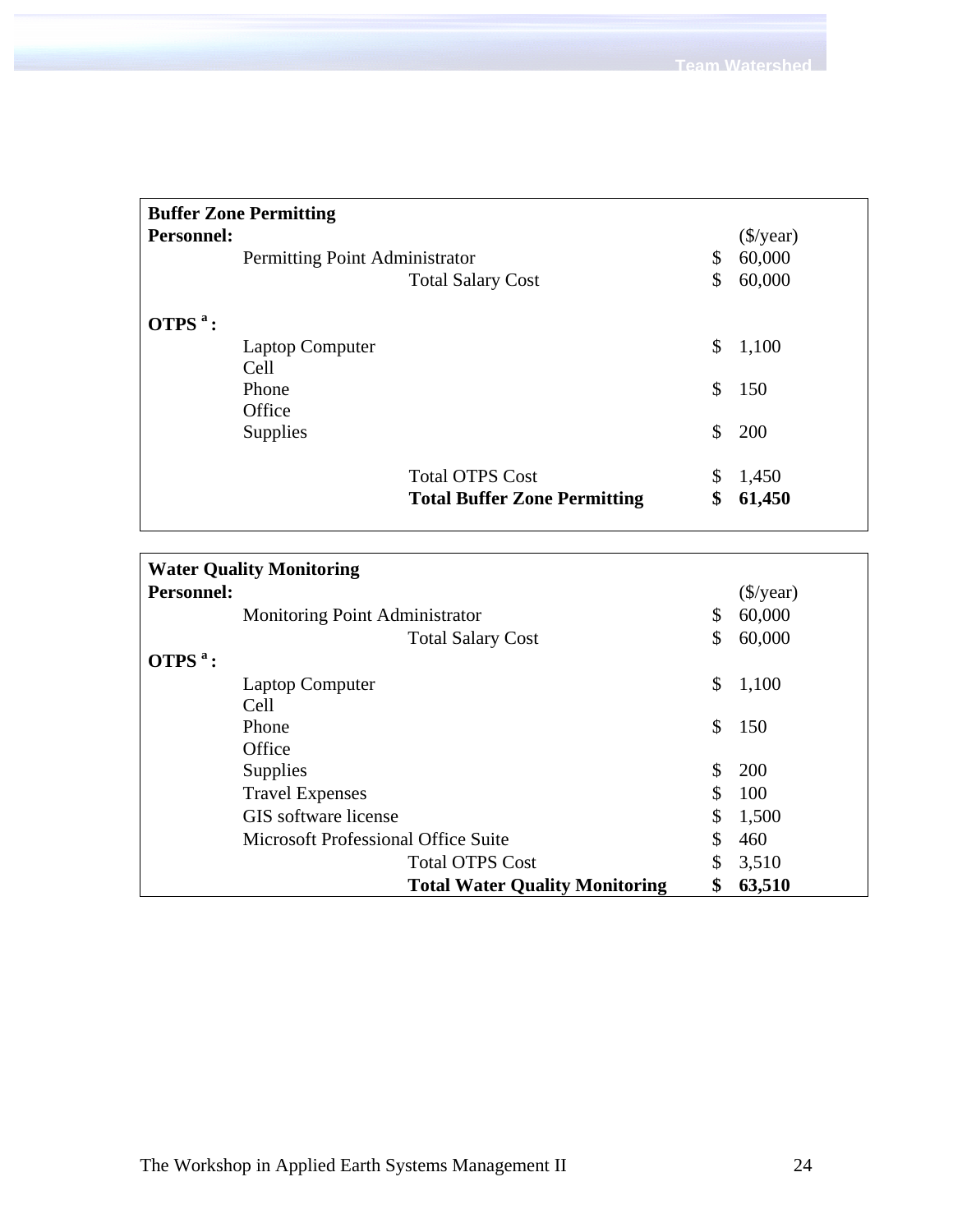| **Buffer Zone Permitting** | | | |
|---|---|---|---|
| **Personnel:** | | | ($/year) |
| | Permitting Point Administrator | $ | 60,000 |
| | Total Salary Cost | $ | 60,000 |
| **OTPS [a] :** | | | |
| | Laptop Computer | $ | 1,100 |
| | Cell Phone | $ | 150 |
| | Office Supplies | $ | 200 |
| | Total OTPS Cost | $ | 1,450 |
| | **Total Buffer Zone Permitting** | **$** | **61,450** |

| **Water Quality Monitoring** | | | |
|---|---|---|---|
| **Personnel:** | | | ($/year) |
| | Monitoring Point Administrator | $ | 60,000 |
| | Total Salary Cost | $ | 60,000 |
| **OTPS [a] :** | | | |
| | Laptop Computer | $ | 1,100 |
| | Cell Phone | $ | 150 |
| | Office Supplies | $ | 200 |
| | Travel Expenses | $ | 100 |
| | GIS software license | $ | 1,500 |
| | Microsoft Professional Office Suite | $ | 460 |
| | Total OTPS Cost | $ | 3,510 |
| | **Total Water Quality Monitoring** | **$** | **63,510** |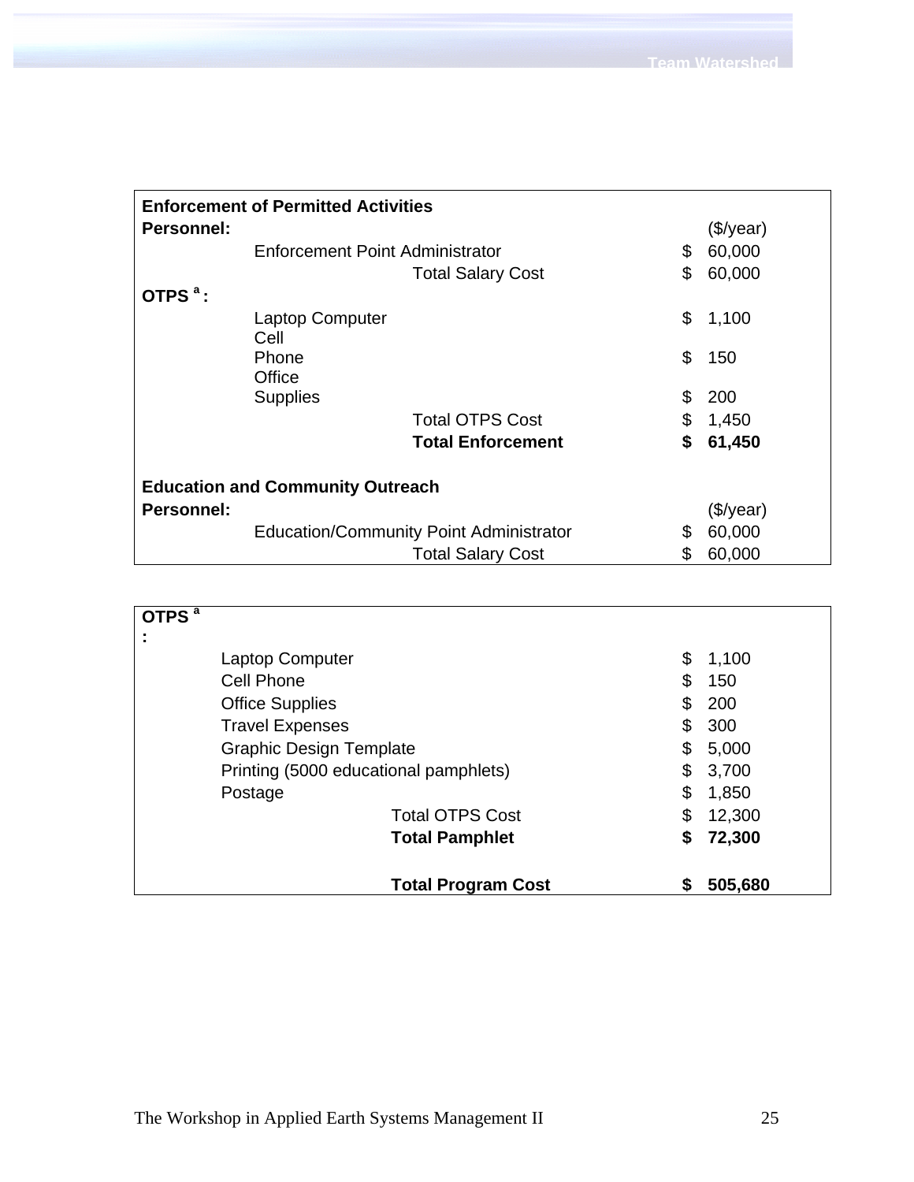| **Enforcement of Permitted Activities** | | | |
|---|---|---|---|
| **Personnel:** | | | ($/year) |
| | Enforcement Point Administrator | $ | 60,000 |
| | Total Salary Cost | $ | 60,000 |
| **OTPS [a] :** | | | |
| | Laptop Computer | $ | 1,100 |
| | Cell Phone | $ | 150 |
| | Office Supplies | $ | 200 |
| | Total OTPS Cost | $ | 1,450 |
| | **Total Enforcement** | **$** | **61,450** |
| | | | |
| **Education and Community Outreach** | | | |
| **Personnel:** | | | ($/year) |
| | Education/Community Point Administrator | $ | 60,000 |
| | Total Salary Cost | $ | 60,000 |
| **OTPS [a] :** | | | |
| | Laptop Computer | $ | 1,100 |
| | Cell Phone | $ | 150 |
| | Office Supplies | $ | 200 |
| | Travel Expenses | $ | 300 |
| | Graphic Design Template | $ | 5,000 |
| | Printing (5000 educational pamphlets) | $ | 3,700 |
| | Postage | $ | 1,850 |
| | Total OTPS Cost | $ | 12,300 |
| | **Total Pamphlet** | **$** | **72,300** |
| | | | |
| | **Total Program Cost** | **$** | **505,680** |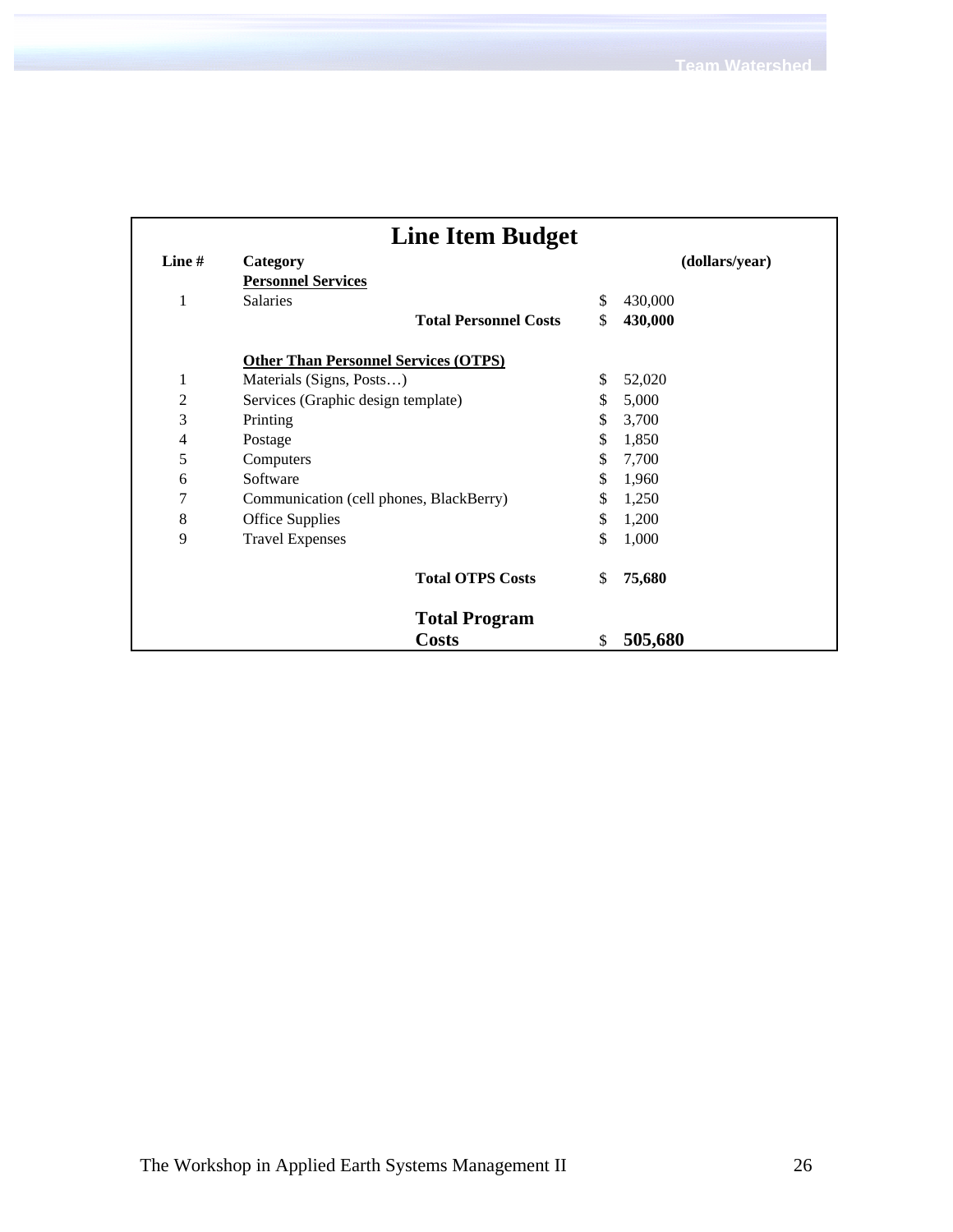## Line Item Budget

| Line # | Category | | (dollars/year) |
|---|---|---|---|
| | **Personnel Services** | | |
| 1 | Salaries | | $ 430,000 |
| | | **Total Personnel Costs** | **$ 430,000** |
| | **Other Than Personnel Services (OTPS)** | | |
| 1 | Materials (Signs, Posts…) | | $ 52,020 |
| 2 | Services (Graphic design template) | | $ 5,000 |
| 3 | Printing | | $ 3,700 |
| 4 | Postage | | $ 1,850 |
| 5 | Computers | | $ 7,700 |
| 6 | Software | | $ 1,960 |
| 7 | Communication (cell phones, BlackBerry) | | $ 1,250 |
| 8 | Office Supplies | | $ 1,200 |
| 9 | Travel Expenses | | $ 1,000 |
| | | **Total OTPS Costs** | **$ 75,680** |
| | | **Total Program Costs** | **$ 505,680** |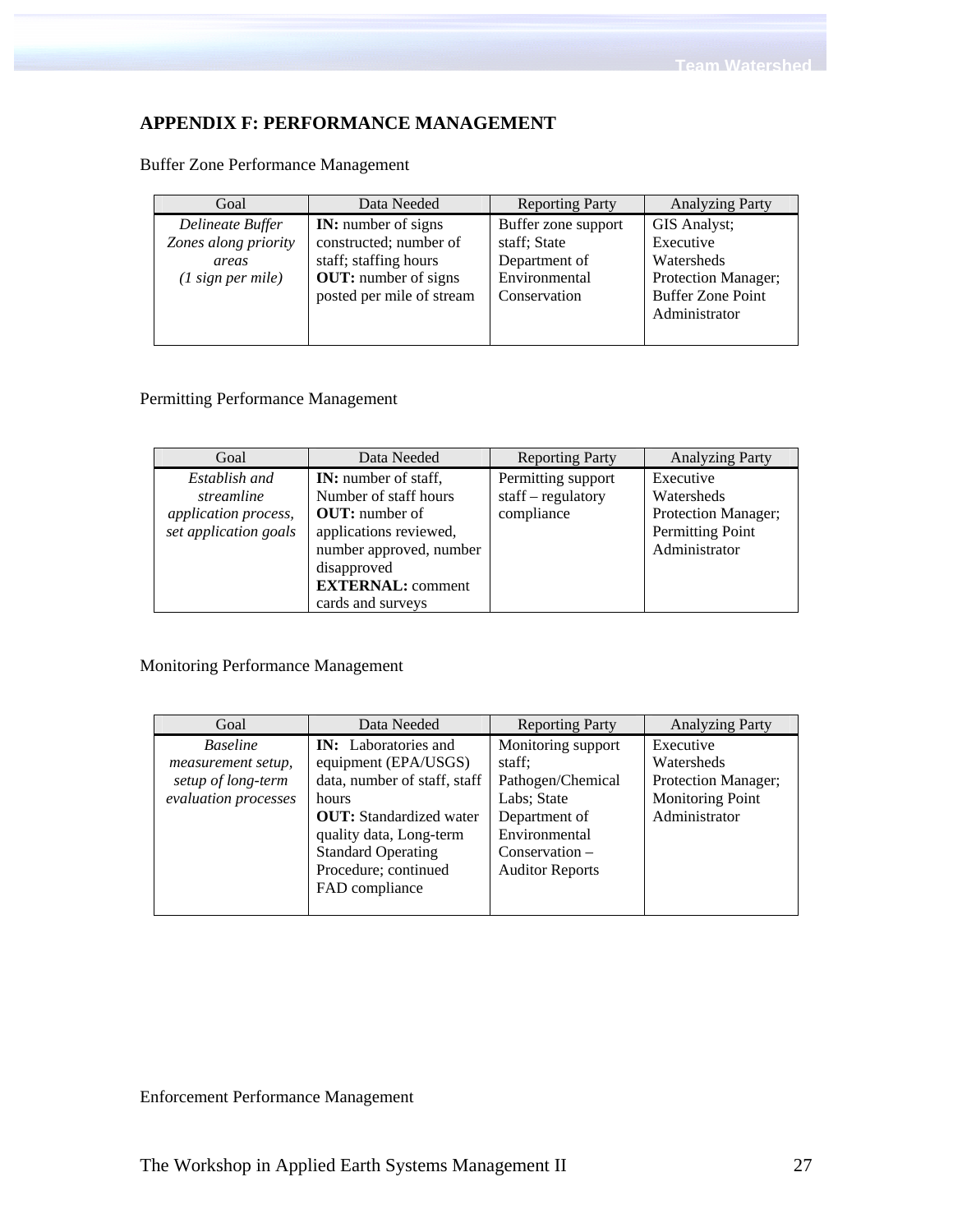## APPENDIX F: PERFORMANCE MANAGEMENT

Buffer Zone Performance Management

| Goal | Data Needed | Reporting Party | Analyzing Party |
|---|---|---|---|
| *Delineate Buffer Zones along priority areas (1 sign per mile)* | **IN:** number of signs constructed; number of staff; staffing hours **OUT:** number of signs posted per mile of stream | Buffer zone support staff; State Department of Environmental Conservation | GIS Analyst; Executive Watersheds Protection Manager; Buffer Zone Point Administrator |

Permitting Performance Management

| Goal | Data Needed | Reporting Party | Analyzing Party |
|---|---|---|---|
| *Establish and streamline application process, set application goals* | **IN:** number of staff, Number of staff hours **OUT:** number of applications reviewed, number approved, number disapproved **EXTERNAL:** comment cards and surveys | Permitting support staff – regulatory compliance | Executive Watersheds Protection Manager; Permitting Point Administrator |

Monitoring Performance Management

| Goal | Data Needed | Reporting Party | Analyzing Party |
|---|---|---|---|
| *Baseline measurement setup, setup of long-term evaluation processes* | **IN:** Laboratories and equipment (EPA/USGS) data, number of staff, staff hours **OUT:** Standardized water quality data, Long-term Standard Operating Procedure; continued FAD compliance | Monitoring support staff; Pathogen/Chemical Labs; State Department of Environmental Conservation – Auditor Reports | Executive Watersheds Protection Manager; Monitoring Point Administrator |

Enforcement Performance Management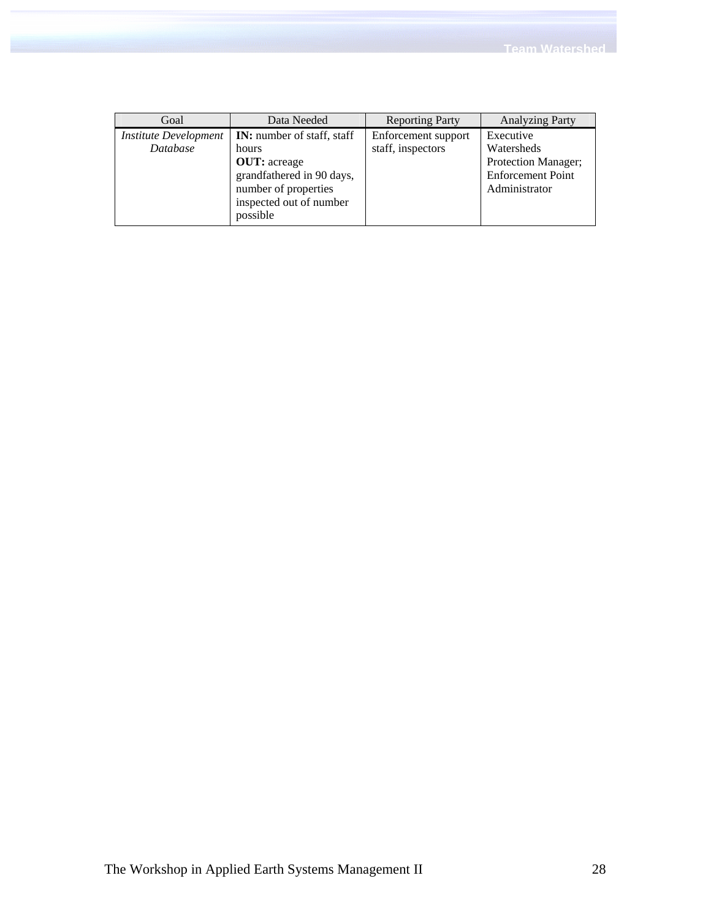| Goal | Data Needed | Reporting Party | Analyzing Party |
| --- | --- | --- | --- |
| *Institute Development Database* | **IN:** number of staff, staff hours<br>**OUT:** acreage grandfathered in 90 days, number of properties inspected out of number possible | Enforcement support staff, inspectors | Executive Watersheds Protection Manager; Enforcement Point Administrator |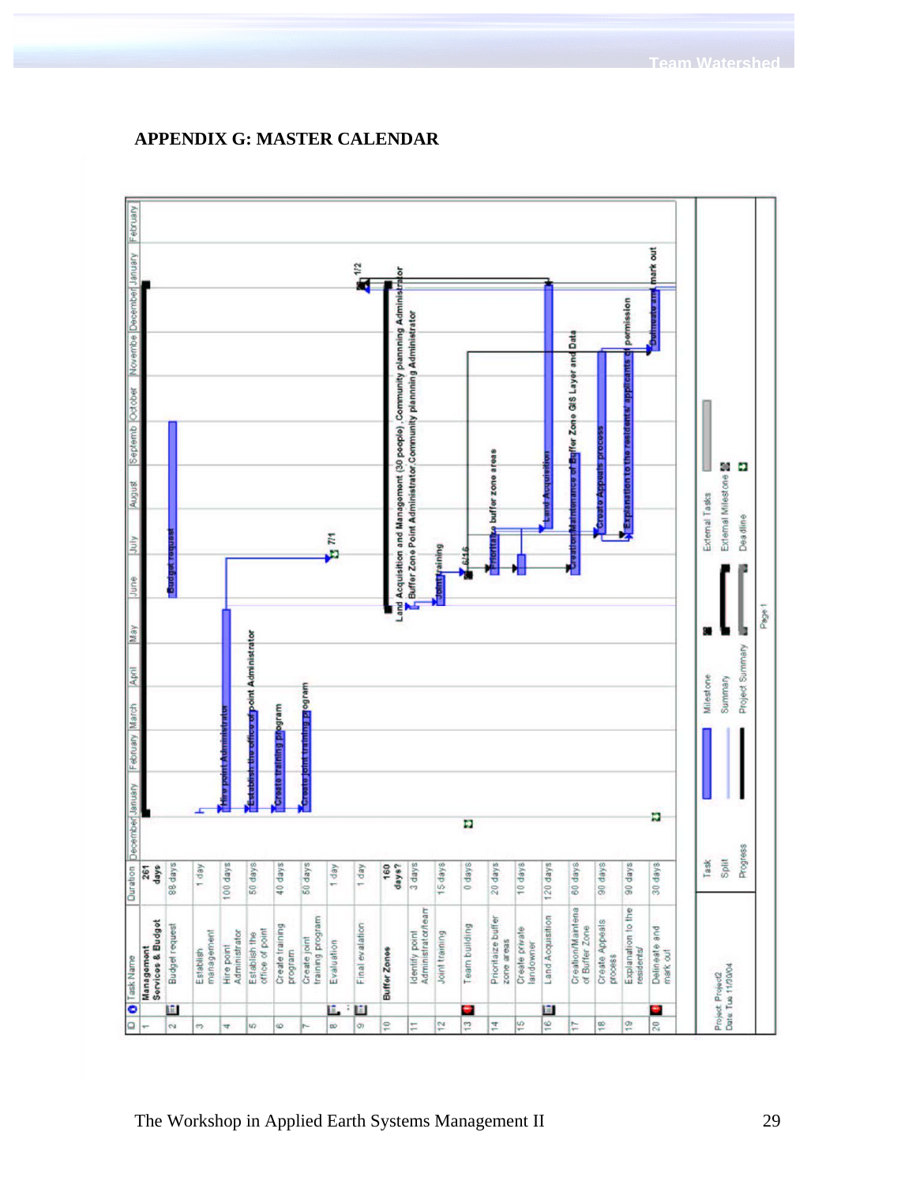## APPENDIX G: MASTER CALENDAR

| ID | Task Name | Duration |
|---|---|---|
| 1 | **Management Services & Budget** | **261 days** |
| 2 | Budget request | 88 days |
| 3 | Establish management | 1 day |
| 4 | Hire point Administrator | 100 days |
| 5 | Establish the office of point | 50 days |
| 6 | Create training program | 40 days |
| 7 | Create joint training program | 50 days |
| 8 | Evaluation | 1 day |
| 9 | Final evalation | 1 day |
| 10 | **Buffer Zones** | **160 days?** |
| 11 | Identify point Administrator/team | 3 days |
| 12 | Joint training | 15 days |
| 13 | Team building | 0 days |
| 14 | Prioritaize buffer zone areas | 20 days |
| 15 | Create private landowner | 10 days |
| 16 | Land Acquisition | 120 days |
| 17 | Creation/Maintena of Buffer Zone | 60 days |
| 18 | Create Appeals process | 90 days |
| 19 | Explanation to the residents/ | 90 days |
| 20 | Delineate and mark out | 30 days |

Project: Project2
Date: Tue 11/30/04

Legend: Task, Split, Progress, Milestone, Summary, Project Summary, External Tasks, External Milestone, Deadline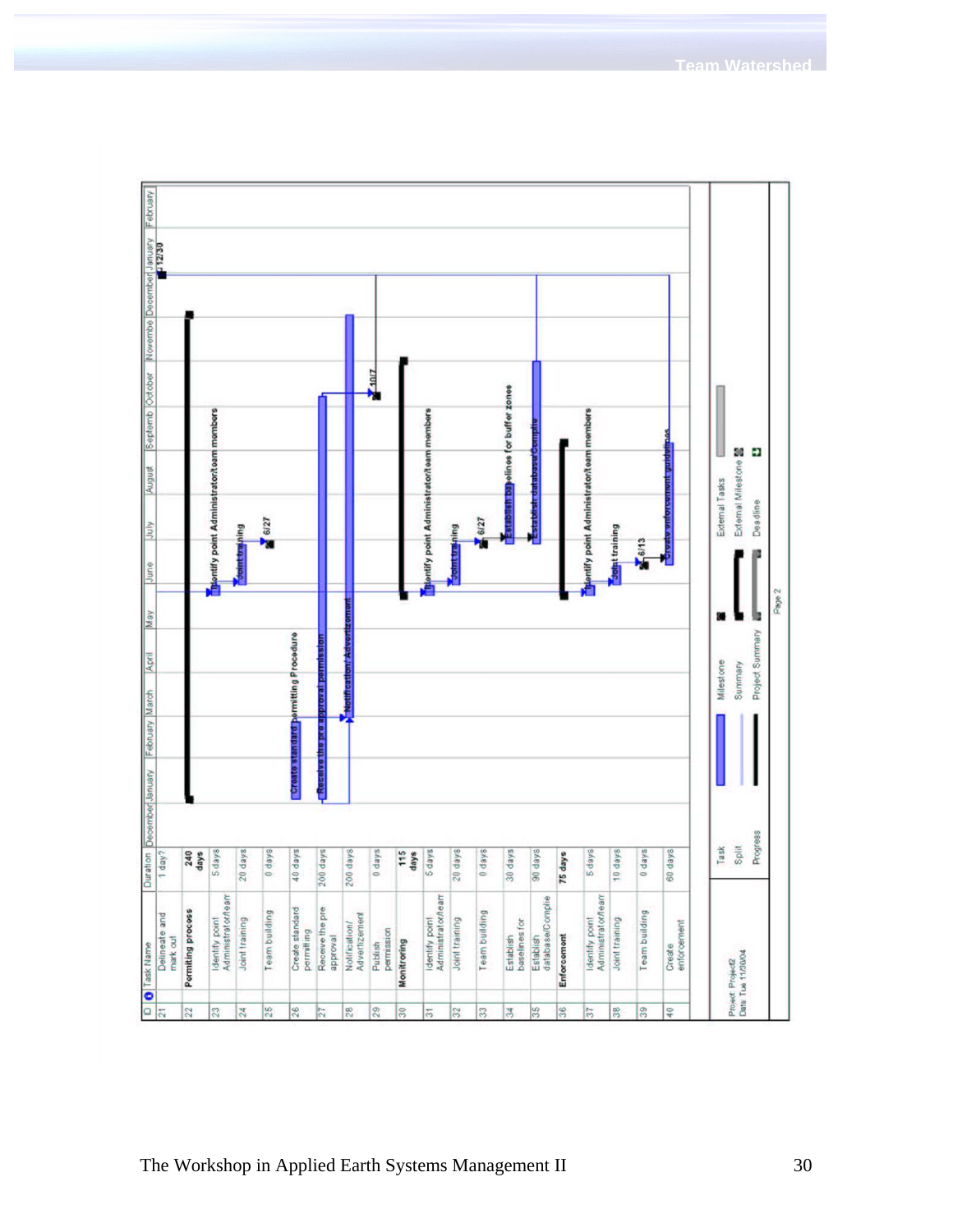| ID | Task Name | Duration |
| --- | --- | --- |
| 21 | Delineate and mark out | 1 day? |
| 22 | **Permiting process** | **240 days** |
| 23 | Identify point Administrator/team | 5 days |
| 24 | Joint training | 20 days |
| 25 | Team building | 0 days |
| 26 | Create standard permitting | 40 days |
| 27 | Receive the pre approval | 200 days |
| 28 | Notification/ Advertizement | 200 days |
| 29 | Publish permission | 0 days |
| 30 | **Monitroing** | **115 days** |
| 31 | Identify point Administrator/team | 5 days |
| 32 | Joint training | 20 days |
| 33 | Team building | 0 days |
| 34 | Establish baselines for | 30 days |
| 35 | Establish database/Complie | 90 days |
| 36 | **Enforcement** | **75 days** |
| 37 | Identify point Administrator/team | 5 days |
| 38 | Joint training | 10 days |
| 39 | Team building | 0 days |
| 40 | Create enforcement | 60 days |

Project: Project2
Date: Tue 11/30/04

Legend: Task, Split, Progress, Milestone, Summary, Project Summary, External Tasks, External Milestone, Deadline

Page 2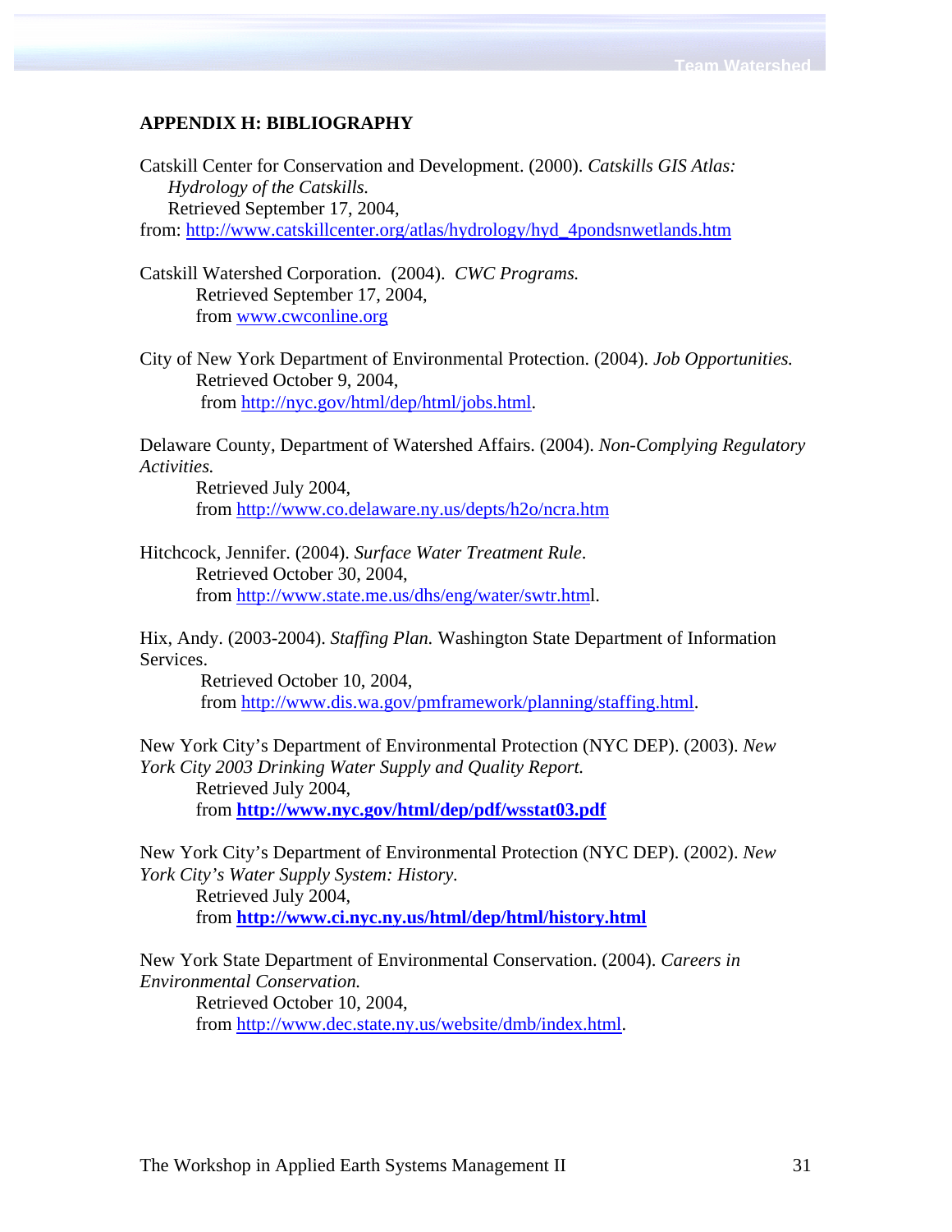## APPENDIX H: BIBLIOGRAPHY

Catskill Center for Conservation and Development. (2000). *Catskills GIS Atlas: Hydrology of the Catskills.*
Retrieved September 17, 2004,
from: http://www.catskillcenter.org/atlas/hydrology/hyd_4pondsnwetlands.htm

Catskill Watershed Corporation. (2004). *CWC Programs.*
Retrieved September 17, 2004,
from www.cwconline.org

City of New York Department of Environmental Protection. (2004). *Job Opportunities.*
Retrieved October 9, 2004,
from http://nyc.gov/html/dep/html/jobs.html.

Delaware County, Department of Watershed Affairs. (2004). *Non-Complying Regulatory Activities.*
Retrieved July 2004,
from http://www.co.delaware.ny.us/depts/h2o/ncra.htm

Hitchcock, Jennifer. (2004). *Surface Water Treatment Rule*.
Retrieved October 30, 2004,
from http://www.state.me.us/dhs/eng/water/swtr.html.

Hix, Andy. (2003-2004). *Staffing Plan.* Washington State Department of Information Services.
Retrieved October 10, 2004,
from http://www.dis.wa.gov/pmframework/planning/staffing.html.

New York City's Department of Environmental Protection (NYC DEP). (2003). *New York City 2003 Drinking Water Supply and Quality Report.*
Retrieved July 2004,
from **http://www.nyc.gov/html/dep/pdf/wsstat03.pdf**

New York City's Department of Environmental Protection (NYC DEP). (2002). *New York City's Water Supply System: History.*
Retrieved July 2004,
from **http://www.ci.nyc.ny.us/html/dep/html/history.html**

New York State Department of Environmental Conservation. (2004). *Careers in Environmental Conservation.*
Retrieved October 10, 2004,
from http://www.dec.state.ny.us/website/dmb/index.html.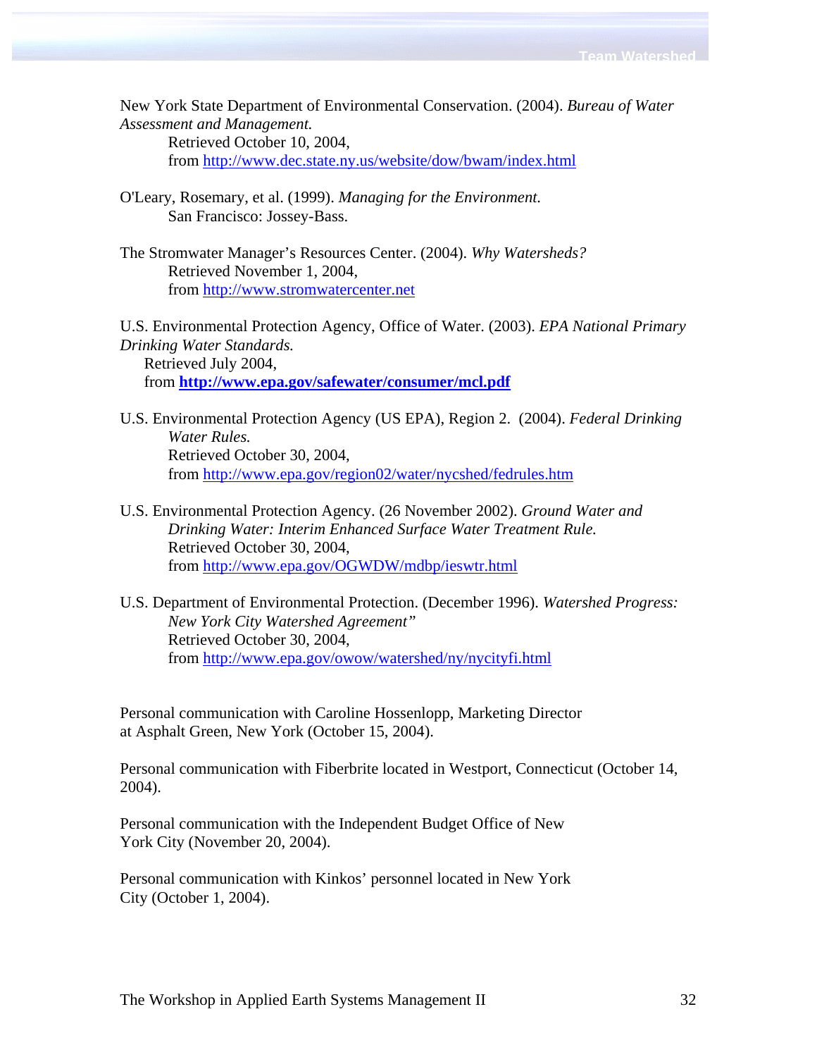New York State Department of Environmental Conservation. (2004). *Bureau of Water Assessment and Management.*
Retrieved October 10, 2004,
from http://www.dec.state.ny.us/website/dow/bwam/index.html

O'Leary, Rosemary, et al. (1999). *Managing for the Environment.*
San Francisco: Jossey-Bass.

The Stromwater Manager's Resources Center. (2004). *Why Watersheds?*
Retrieved November 1, 2004,
from http://www.stromwatercenter.net

U.S. Environmental Protection Agency, Office of Water. (2003). *EPA National Primary Drinking Water Standards.*
Retrieved July 2004,
from **http://www.epa.gov/safewater/consumer/mcl.pdf**

U.S. Environmental Protection Agency (US EPA), Region 2. (2004). *Federal Drinking Water Rules.*
Retrieved October 30, 2004,
from http://www.epa.gov/region02/water/nycshed/fedrules.htm

U.S. Environmental Protection Agency. (26 November 2002). *Ground Water and Drinking Water: Interim Enhanced Surface Water Treatment Rule.*
Retrieved October 30, 2004,
from http://www.epa.gov/OGWDW/mdbp/ieswtr.html

U.S. Department of Environmental Protection. (December 1996). *Watershed Progress: New York City Watershed Agreement"*
Retrieved October 30, 2004,
from http://www.epa.gov/owow/watershed/ny/nycityfi.html

Personal communication with Caroline Hossenlopp, Marketing Director at Asphalt Green, New York (October 15, 2004).

Personal communication with Fiberbrite located in Westport, Connecticut (October 14, 2004).

Personal communication with the Independent Budget Office of New York City (November 20, 2004).

Personal communication with Kinkos' personnel located in New York City (October 1, 2004).